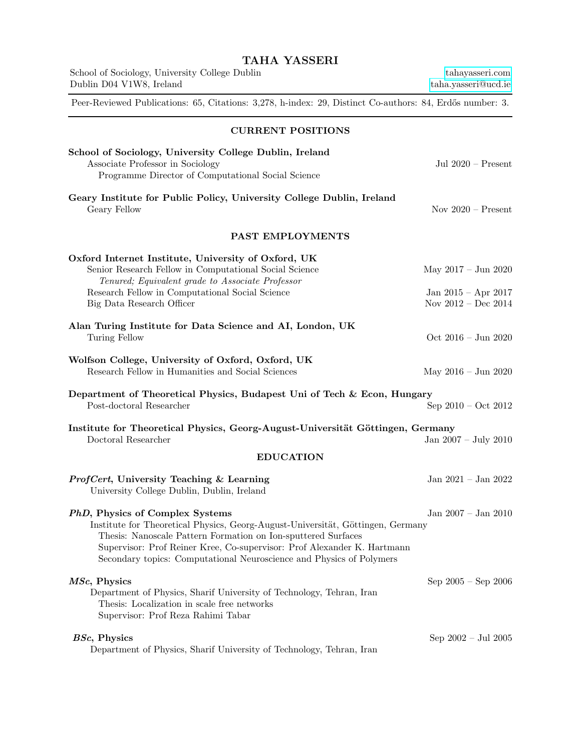# TAHA YASSERI

School of Sociology, University College Dublin
Dublin D04 V1W8, Ireland

tahayasseri.com
taha.yasseri@ucd.ie

Peer-Reviewed Publications: 65, Citations: 3,278, h-index: 29, Distinct Co-authors: 84, Erdős number: 3.

## CURRENT POSITIONS

**School of Sociology, University College Dublin, Ireland**
Associate Professor in Sociology — Jul 2020 – Present
Programme Director of Computational Social Science

**Geary Institute for Public Policy, University College Dublin, Ireland**
Geary Fellow — Nov 2020 – Present

## PAST EMPLOYMENTS

**Oxford Internet Institute, University of Oxford, UK**
Senior Research Fellow in Computational Social Science — May 2017 – Jun 2020
*Tenured; Equivalent grade to Associate Professor*
Research Fellow in Computational Social Science — Jan 2015 – Apr 2017
Big Data Research Officer — Nov 2012 – Dec 2014

**Alan Turing Institute for Data Science and AI, London, UK**
Turing Fellow — Oct 2016 – Jun 2020

**Wolfson College, University of Oxford, Oxford, UK**
Research Fellow in Humanities and Social Sciences — May 2016 – Jun 2020

**Department of Theoretical Physics, Budapest Uni of Tech & Econ, Hungary**
Post-doctoral Researcher — Sep 2010 – Oct 2012

**Institute for Theoretical Physics, Georg-August-Universität Göttingen, Germany**
Doctoral Researcher — Jan 2007 – July 2010

## EDUCATION

***ProfCert*, University Teaching & Learning** — Jan 2021 – Jan 2022
University College Dublin, Dublin, Ireland

***PhD*, Physics of Complex Systems** — Jan 2007 – Jan 2010
Institute for Theoretical Physics, Georg-August-Universität, Göttingen, Germany
Thesis: Nanoscale Pattern Formation on Ion-sputtered Surfaces
Supervisor: Prof Reiner Kree, Co-supervisor: Prof Alexander K. Hartmann
Secondary topics: Computational Neuroscience and Physics of Polymers

***MSc*, Physics** — Sep 2005 – Sep 2006
Department of Physics, Sharif University of Technology, Tehran, Iran
Thesis: Localization in scale free networks
Supervisor: Prof Reza Rahimi Tabar

***BSc*, Physics** — Sep 2002 – Jul 2005
Department of Physics, Sharif University of Technology, Tehran, Iran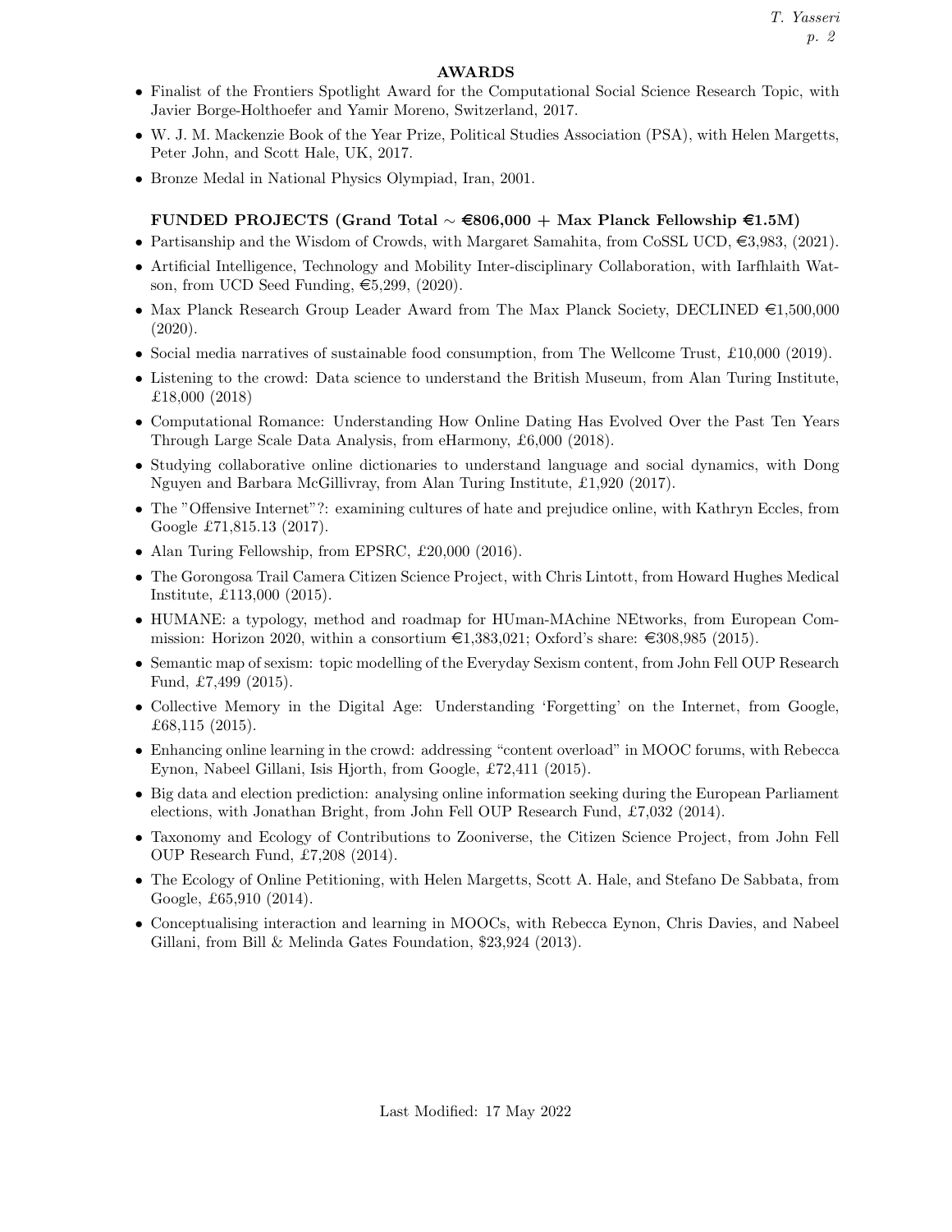## AWARDS

- Finalist of the Frontiers Spotlight Award for the Computational Social Science Research Topic, with Javier Borge-Holthoefer and Yamir Moreno, Switzerland, 2017.
- W. J. M. Mackenzie Book of the Year Prize, Political Studies Association (PSA), with Helen Margetts, Peter John, and Scott Hale, UK, 2017.
- Bronze Medal in National Physics Olympiad, Iran, 2001.

## FUNDED PROJECTS (Grand Total ∼ €806,000 + Max Planck Fellowship €1.5M)

- Partisanship and the Wisdom of Crowds, with Margaret Samahita, from CoSSL UCD, €3,983, (2021).
- Artificial Intelligence, Technology and Mobility Inter-disciplinary Collaboration, with Iarfhlaith Watson, from UCD Seed Funding, €5,299, (2020).
- Max Planck Research Group Leader Award from The Max Planck Society, DECLINED €1,500,000 (2020).
- Social media narratives of sustainable food consumption, from The Wellcome Trust, £10,000 (2019).
- Listening to the crowd: Data science to understand the British Museum, from Alan Turing Institute, £18,000 (2018)
- Computational Romance: Understanding How Online Dating Has Evolved Over the Past Ten Years Through Large Scale Data Analysis, from eHarmony, £6,000 (2018).
- Studying collaborative online dictionaries to understand language and social dynamics, with Dong Nguyen and Barbara McGillivray, from Alan Turing Institute, £1,920 (2017).
- The "Offensive Internet"?: examining cultures of hate and prejudice online, with Kathryn Eccles, from Google £71,815.13 (2017).
- Alan Turing Fellowship, from EPSRC, £20,000 (2016).
- The Gorongosa Trail Camera Citizen Science Project, with Chris Lintott, from Howard Hughes Medical Institute, £113,000 (2015).
- HUMANE: a typology, method and roadmap for HUman-MAchine NEtworks, from European Commission: Horizon 2020, within a consortium €1,383,021; Oxford's share: €308,985 (2015).
- Semantic map of sexism: topic modelling of the Everyday Sexism content, from John Fell OUP Research Fund, £7,499 (2015).
- Collective Memory in the Digital Age: Understanding 'Forgetting' on the Internet, from Google, £68,115 (2015).
- Enhancing online learning in the crowd: addressing "content overload" in MOOC forums, with Rebecca Eynon, Nabeel Gillani, Isis Hjorth, from Google, £72,411 (2015).
- Big data and election prediction: analysing online information seeking during the European Parliament elections, with Jonathan Bright, from John Fell OUP Research Fund, £7,032 (2014).
- Taxonomy and Ecology of Contributions to Zooniverse, the Citizen Science Project, from John Fell OUP Research Fund, £7,208 (2014).
- The Ecology of Online Petitioning, with Helen Margetts, Scott A. Hale, and Stefano De Sabbata, from Google, £65,910 (2014).
- Conceptualising interaction and learning in MOOCs, with Rebecca Eynon, Chris Davies, and Nabeel Gillani, from Bill & Melinda Gates Foundation, $23,924 (2013).

Last Modified: 17 May 2022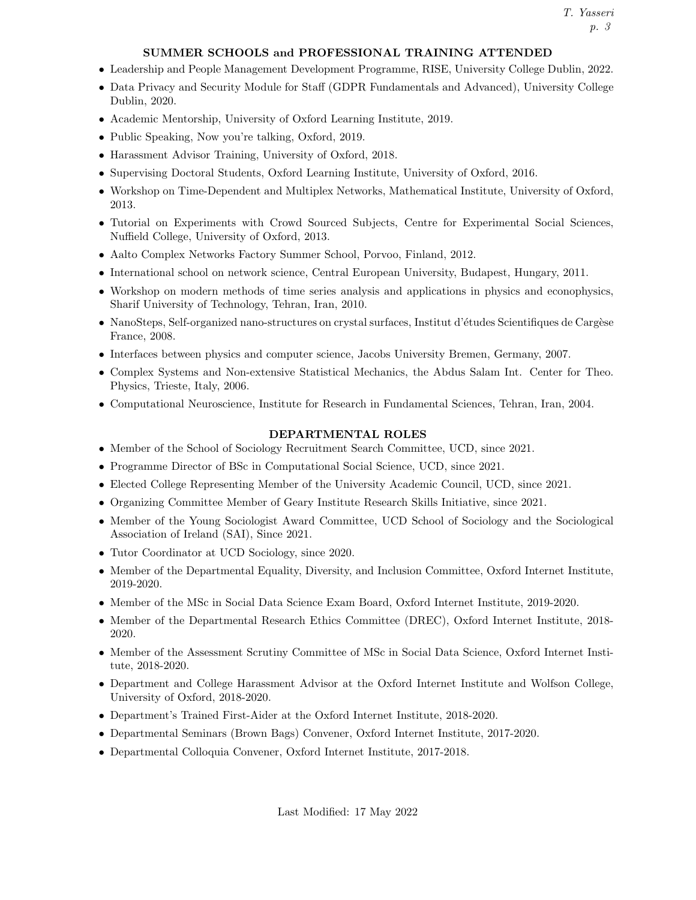## SUMMER SCHOOLS and PROFESSIONAL TRAINING ATTENDED

- Leadership and People Management Development Programme, RISE, University College Dublin, 2022.
- Data Privacy and Security Module for Staff (GDPR Fundamentals and Advanced), University College Dublin, 2020.
- Academic Mentorship, University of Oxford Learning Institute, 2019.
- Public Speaking, Now you're talking, Oxford, 2019.
- Harassment Advisor Training, University of Oxford, 2018.
- Supervising Doctoral Students, Oxford Learning Institute, University of Oxford, 2016.
- Workshop on Time-Dependent and Multiplex Networks, Mathematical Institute, University of Oxford, 2013.
- Tutorial on Experiments with Crowd Sourced Subjects, Centre for Experimental Social Sciences, Nuffield College, University of Oxford, 2013.
- Aalto Complex Networks Factory Summer School, Porvoo, Finland, 2012.
- International school on network science, Central European University, Budapest, Hungary, 2011.
- Workshop on modern methods of time series analysis and applications in physics and econophysics, Sharif University of Technology, Tehran, Iran, 2010.
- NanoSteps, Self-organized nano-structures on crystal surfaces, Institut d'études Scientifiques de Cargèse France, 2008.
- Interfaces between physics and computer science, Jacobs University Bremen, Germany, 2007.
- Complex Systems and Non-extensive Statistical Mechanics, the Abdus Salam Int. Center for Theo. Physics, Trieste, Italy, 2006.
- Computational Neuroscience, Institute for Research in Fundamental Sciences, Tehran, Iran, 2004.

## DEPARTMENTAL ROLES

- Member of the School of Sociology Recruitment Search Committee, UCD, since 2021.
- Programme Director of BSc in Computational Social Science, UCD, since 2021.
- Elected College Representing Member of the University Academic Council, UCD, since 2021.
- Organizing Committee Member of Geary Institute Research Skills Initiative, since 2021.
- Member of the Young Sociologist Award Committee, UCD School of Sociology and the Sociological Association of Ireland (SAI), Since 2021.
- Tutor Coordinator at UCD Sociology, since 2020.
- Member of the Departmental Equality, Diversity, and Inclusion Committee, Oxford Internet Institute, 2019-2020.
- Member of the MSc in Social Data Science Exam Board, Oxford Internet Institute, 2019-2020.
- Member of the Departmental Research Ethics Committee (DREC), Oxford Internet Institute, 2018-2020.
- Member of the Assessment Scrutiny Committee of MSc in Social Data Science, Oxford Internet Institute, 2018-2020.
- Department and College Harassment Advisor at the Oxford Internet Institute and Wolfson College, University of Oxford, 2018-2020.
- Department's Trained First-Aider at the Oxford Internet Institute, 2018-2020.
- Departmental Seminars (Brown Bags) Convener, Oxford Internet Institute, 2017-2020.
- Departmental Colloquia Convener, Oxford Internet Institute, 2017-2018.

Last Modified: 17 May 2022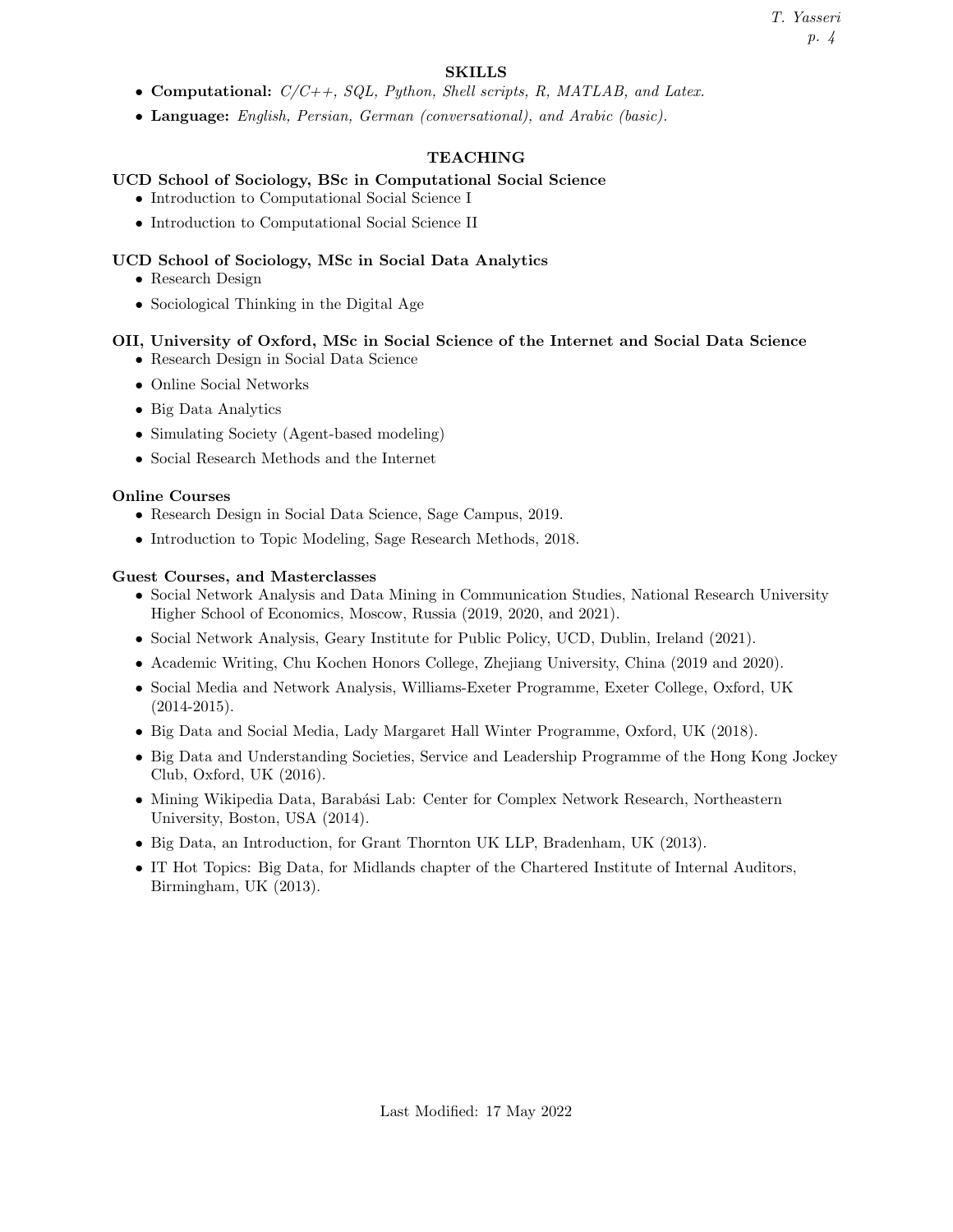## SKILLS

- **Computational:** *C/C++, SQL, Python, Shell scripts, R, MATLAB, and Latex.*
- **Language:** *English, Persian, German (conversational), and Arabic (basic).*

## TEACHING

### UCD School of Sociology, BSc in Computational Social Science

- Introduction to Computational Social Science I
- Introduction to Computational Social Science II

### UCD School of Sociology, MSc in Social Data Analytics

- Research Design
- Sociological Thinking in the Digital Age

### OII, University of Oxford, MSc in Social Science of the Internet and Social Data Science

- Research Design in Social Data Science
- Online Social Networks
- Big Data Analytics
- Simulating Society (Agent-based modeling)
- Social Research Methods and the Internet

### Online Courses

- Research Design in Social Data Science, Sage Campus, 2019.
- Introduction to Topic Modeling, Sage Research Methods, 2018.

### Guest Courses, and Masterclasses

- Social Network Analysis and Data Mining in Communication Studies, National Research University Higher School of Economics, Moscow, Russia (2019, 2020, and 2021).
- Social Network Analysis, Geary Institute for Public Policy, UCD, Dublin, Ireland (2021).
- Academic Writing, Chu Kochen Honors College, Zhejiang University, China (2019 and 2020).
- Social Media and Network Analysis, Williams-Exeter Programme, Exeter College, Oxford, UK (2014-2015).
- Big Data and Social Media, Lady Margaret Hall Winter Programme, Oxford, UK (2018).
- Big Data and Understanding Societies, Service and Leadership Programme of the Hong Kong Jockey Club, Oxford, UK (2016).
- Mining Wikipedia Data, Barabási Lab: Center for Complex Network Research, Northeastern University, Boston, USA (2014).
- Big Data, an Introduction, for Grant Thornton UK LLP, Bradenham, UK (2013).
- IT Hot Topics: Big Data, for Midlands chapter of the Chartered Institute of Internal Auditors, Birmingham, UK (2013).

Last Modified: 17 May 2022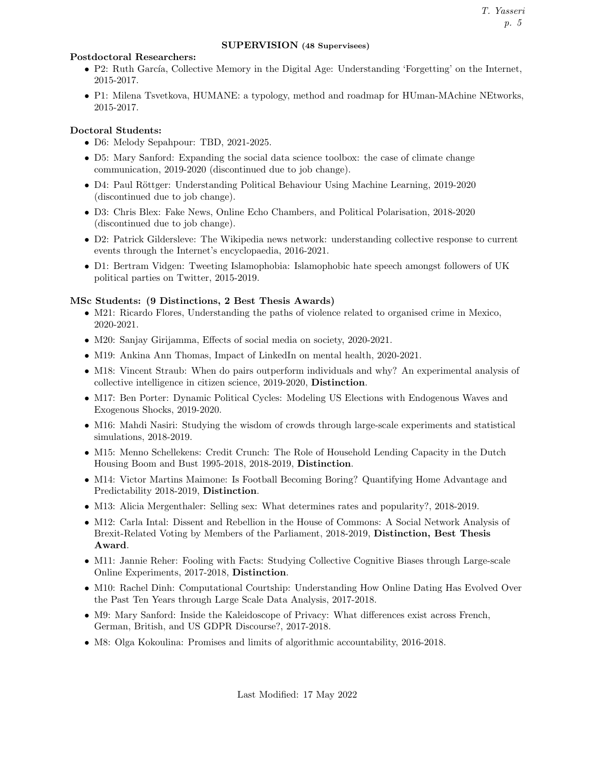## SUPERVISION (48 Supervisees)

**Postdoctoral Researchers:**

- P2: Ruth García, Collective Memory in the Digital Age: Understanding 'Forgetting' on the Internet, 2015-2017.
- P1: Milena Tsvetkova, HUMANE: a typology, method and roadmap for HUman-MAchine NEtworks, 2015-2017.

**Doctoral Students:**

- D6: Melody Sepahpour: TBD, 2021-2025.
- D5: Mary Sanford: Expanding the social data science toolbox: the case of climate change communication, 2019-2020 (discontinued due to job change).
- D4: Paul Röttger: Understanding Political Behaviour Using Machine Learning, 2019-2020 (discontinued due to job change).
- D3: Chris Blex: Fake News, Online Echo Chambers, and Political Polarisation, 2018-2020 (discontinued due to job change).
- D2: Patrick Gildersleve: The Wikipedia news network: understanding collective response to current events through the Internet's encyclopaedia, 2016-2021.
- D1: Bertram Vidgen: Tweeting Islamophobia: Islamophobic hate speech amongst followers of UK political parties on Twitter, 2015-2019.

**MSc Students: (9 Distinctions, 2 Best Thesis Awards)**

- M21: Ricardo Flores, Understanding the paths of violence related to organised crime in Mexico, 2020-2021.
- M20: Sanjay Girijamma, Effects of social media on society, 2020-2021.
- M19: Ankina Ann Thomas, Impact of LinkedIn on mental health, 2020-2021.
- M18: Vincent Straub: When do pairs outperform individuals and why? An experimental analysis of collective intelligence in citizen science, 2019-2020, **Distinction**.
- M17: Ben Porter: Dynamic Political Cycles: Modeling US Elections with Endogenous Waves and Exogenous Shocks, 2019-2020.
- M16: Mahdi Nasiri: Studying the wisdom of crowds through large-scale experiments and statistical simulations, 2018-2019.
- M15: Menno Schellekens: Credit Crunch: The Role of Household Lending Capacity in the Dutch Housing Boom and Bust 1995-2018, 2018-2019, **Distinction**.
- M14: Victor Martins Maimone: Is Football Becoming Boring? Quantifying Home Advantage and Predictability 2018-2019, **Distinction**.
- M13: Alicia Mergenthaler: Selling sex: What determines rates and popularity?, 2018-2019.
- M12: Carla Intal: Dissent and Rebellion in the House of Commons: A Social Network Analysis of Brexit-Related Voting by Members of the Parliament, 2018-2019, **Distinction, Best Thesis Award**.
- M11: Jannie Reher: Fooling with Facts: Studying Collective Cognitive Biases through Large-scale Online Experiments, 2017-2018, **Distinction**.
- M10: Rachel Dinh: Computational Courtship: Understanding How Online Dating Has Evolved Over the Past Ten Years through Large Scale Data Analysis, 2017-2018.
- M9: Mary Sanford: Inside the Kaleidoscope of Privacy: What differences exist across French, German, British, and US GDPR Discourse?, 2017-2018.
- M8: Olga Kokoulina: Promises and limits of algorithmic accountability, 2016-2018.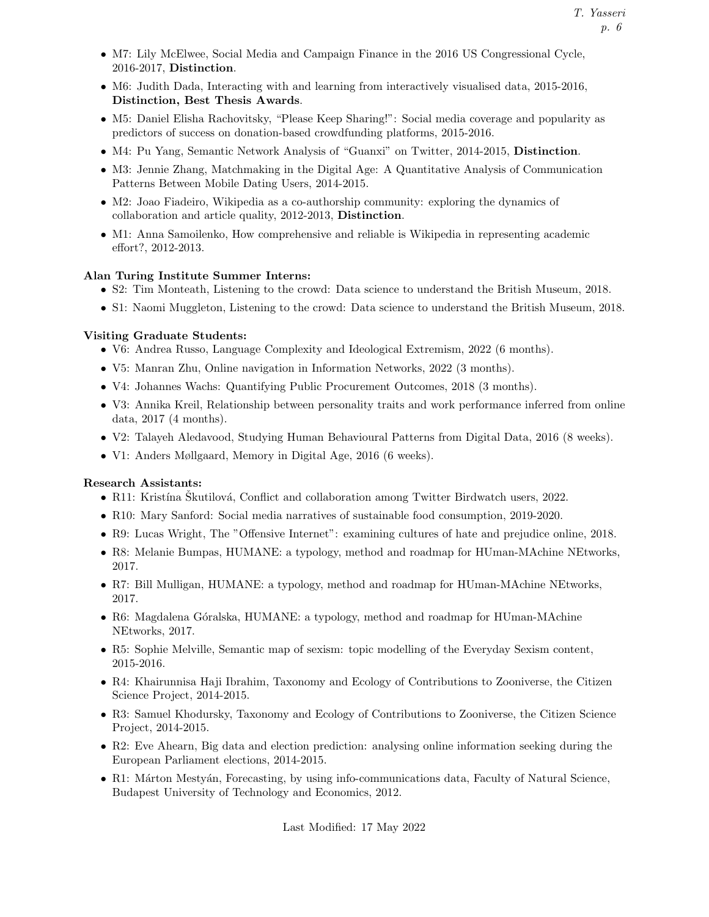- M7: Lily McElwee, Social Media and Campaign Finance in the 2016 US Congressional Cycle, 2016-2017, **Distinction**.
- M6: Judith Dada, Interacting with and learning from interactively visualised data, 2015-2016, **Distinction, Best Thesis Awards**.
- M5: Daniel Elisha Rachovitsky, "Please Keep Sharing!": Social media coverage and popularity as predictors of success on donation-based crowdfunding platforms, 2015-2016.
- M4: Pu Yang, Semantic Network Analysis of "Guanxi" on Twitter, 2014-2015, **Distinction**.
- M3: Jennie Zhang, Matchmaking in the Digital Age: A Quantitative Analysis of Communication Patterns Between Mobile Dating Users, 2014-2015.
- M2: Joao Fiadeiro, Wikipedia as a co-authorship community: exploring the dynamics of collaboration and article quality, 2012-2013, **Distinction**.
- M1: Anna Samoilenko, How comprehensive and reliable is Wikipedia in representing academic effort?, 2012-2013.

**Alan Turing Institute Summer Interns:**

- S2: Tim Monteath, Listening to the crowd: Data science to understand the British Museum, 2018.
- S1: Naomi Muggleton, Listening to the crowd: Data science to understand the British Museum, 2018.

**Visiting Graduate Students:**

- V6: Andrea Russo, Language Complexity and Ideological Extremism, 2022 (6 months).
- V5: Manran Zhu, Online navigation in Information Networks, 2022 (3 months).
- V4: Johannes Wachs: Quantifying Public Procurement Outcomes, 2018 (3 months).
- V3: Annika Kreil, Relationship between personality traits and work performance inferred from online data, 2017 (4 months).
- V2: Talayeh Aledavood, Studying Human Behavioural Patterns from Digital Data, 2016 (8 weeks).
- V1: Anders Møllgaard, Memory in Digital Age, 2016 (6 weeks).

**Research Assistants:**

- R11: Kristína Škutilová, Conflict and collaboration among Twitter Birdwatch users, 2022.
- R10: Mary Sanford: Social media narratives of sustainable food consumption, 2019-2020.
- R9: Lucas Wright, The "Offensive Internet": examining cultures of hate and prejudice online, 2018.
- R8: Melanie Bumpas, HUMANE: a typology, method and roadmap for HUman-MAchine NEtworks, 2017.
- R7: Bill Mulligan, HUMANE: a typology, method and roadmap for HUman-MAchine NEtworks, 2017.
- R6: Magdalena Góralska, HUMANE: a typology, method and roadmap for HUman-MAchine NEtworks, 2017.
- R5: Sophie Melville, Semantic map of sexism: topic modelling of the Everyday Sexism content, 2015-2016.
- R4: Khairunnisa Haji Ibrahim, Taxonomy and Ecology of Contributions to Zooniverse, the Citizen Science Project, 2014-2015.
- R3: Samuel Khodursky, Taxonomy and Ecology of Contributions to Zooniverse, the Citizen Science Project, 2014-2015.
- R2: Eve Ahearn, Big data and election prediction: analysing online information seeking during the European Parliament elections, 2014-2015.
- R1: Márton Mestyán, Forecasting, by using info-communications data, Faculty of Natural Science, Budapest University of Technology and Economics, 2012.

Last Modified: 17 May 2022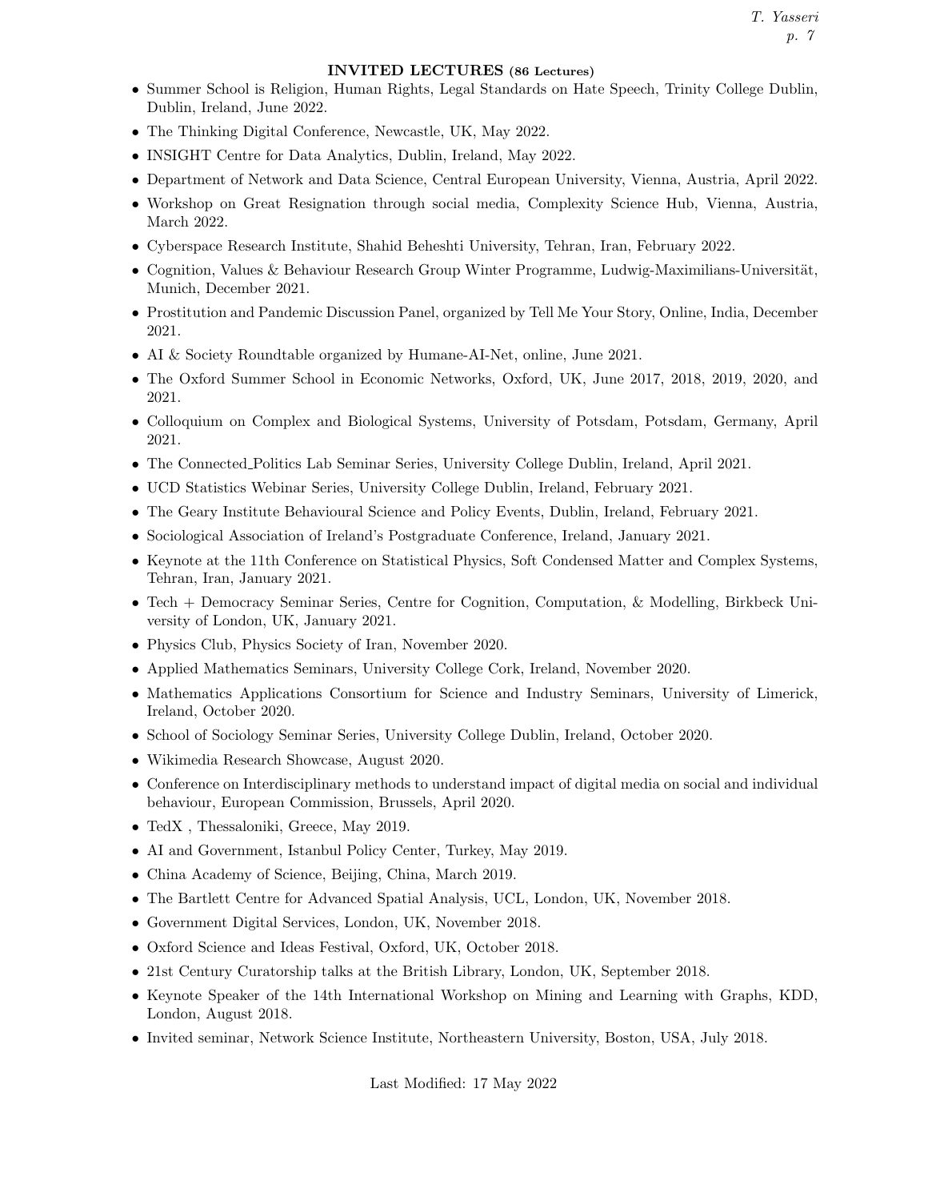## INVITED LECTURES (86 Lectures)

- Summer School is Religion, Human Rights, Legal Standards on Hate Speech, Trinity College Dublin, Dublin, Ireland, June 2022.
- The Thinking Digital Conference, Newcastle, UK, May 2022.
- INSIGHT Centre for Data Analytics, Dublin, Ireland, May 2022.
- Department of Network and Data Science, Central European University, Vienna, Austria, April 2022.
- Workshop on Great Resignation through social media, Complexity Science Hub, Vienna, Austria, March 2022.
- Cyberspace Research Institute, Shahid Beheshti University, Tehran, Iran, February 2022.
- Cognition, Values & Behaviour Research Group Winter Programme, Ludwig-Maximilians-Universität, Munich, December 2021.
- Prostitution and Pandemic Discussion Panel, organized by Tell Me Your Story, Online, India, December 2021.
- AI & Society Roundtable organized by Humane-AI-Net, online, June 2021.
- The Oxford Summer School in Economic Networks, Oxford, UK, June 2017, 2018, 2019, 2020, and 2021.
- Colloquium on Complex and Biological Systems, University of Potsdam, Potsdam, Germany, April 2021.
- The Connected_Politics Lab Seminar Series, University College Dublin, Ireland, April 2021.
- UCD Statistics Webinar Series, University College Dublin, Ireland, February 2021.
- The Geary Institute Behavioural Science and Policy Events, Dublin, Ireland, February 2021.
- Sociological Association of Ireland's Postgraduate Conference, Ireland, January 2021.
- Keynote at the 11th Conference on Statistical Physics, Soft Condensed Matter and Complex Systems, Tehran, Iran, January 2021.
- Tech + Democracy Seminar Series, Centre for Cognition, Computation, & Modelling, Birkbeck University of London, UK, January 2021.
- Physics Club, Physics Society of Iran, November 2020.
- Applied Mathematics Seminars, University College Cork, Ireland, November 2020.
- Mathematics Applications Consortium for Science and Industry Seminars, University of Limerick, Ireland, October 2020.
- School of Sociology Seminar Series, University College Dublin, Ireland, October 2020.
- Wikimedia Research Showcase, August 2020.
- Conference on Interdisciplinary methods to understand impact of digital media on social and individual behaviour, European Commission, Brussels, April 2020.
- TedX , Thessaloniki, Greece, May 2019.
- AI and Government, Istanbul Policy Center, Turkey, May 2019.
- China Academy of Science, Beijing, China, March 2019.
- The Bartlett Centre for Advanced Spatial Analysis, UCL, London, UK, November 2018.
- Government Digital Services, London, UK, November 2018.
- Oxford Science and Ideas Festival, Oxford, UK, October 2018.
- 21st Century Curatorship talks at the British Library, London, UK, September 2018.
- Keynote Speaker of the 14th International Workshop on Mining and Learning with Graphs, KDD, London, August 2018.
- Invited seminar, Network Science Institute, Northeastern University, Boston, USA, July 2018.

Last Modified: 17 May 2022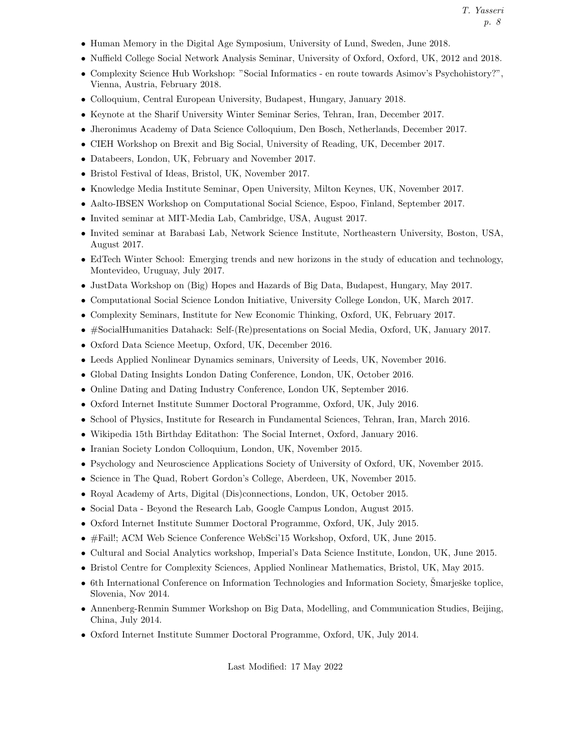- Human Memory in the Digital Age Symposium, University of Lund, Sweden, June 2018.
- Nuffield College Social Network Analysis Seminar, University of Oxford, Oxford, UK, 2012 and 2018.
- Complexity Science Hub Workshop: "Social Informatics - en route towards Asimov's Psychohistory?", Vienna, Austria, February 2018.
- Colloquium, Central European University, Budapest, Hungary, January 2018.
- Keynote at the Sharif University Winter Seminar Series, Tehran, Iran, December 2017.
- Jheronimus Academy of Data Science Colloquium, Den Bosch, Netherlands, December 2017.
- CIEH Workshop on Brexit and Big Social, University of Reading, UK, December 2017.
- Databeers, London, UK, February and November 2017.
- Bristol Festival of Ideas, Bristol, UK, November 2017.
- Knowledge Media Institute Seminar, Open University, Milton Keynes, UK, November 2017.
- Aalto-IBSEN Workshop on Computational Social Science, Espoo, Finland, September 2017.
- Invited seminar at MIT-Media Lab, Cambridge, USA, August 2017.
- Invited seminar at Barabasi Lab, Network Science Institute, Northeastern University, Boston, USA, August 2017.
- EdTech Winter School: Emerging trends and new horizons in the study of education and technology, Montevideo, Uruguay, July 2017.
- JustData Workshop on (Big) Hopes and Hazards of Big Data, Budapest, Hungary, May 2017.
- Computational Social Science London Initiative, University College London, UK, March 2017.
- Complexity Seminars, Institute for New Economic Thinking, Oxford, UK, February 2017.
- #SocialHumanities Datahack: Self-(Re)presentations on Social Media, Oxford, UK, January 2017.
- Oxford Data Science Meetup, Oxford, UK, December 2016.
- Leeds Applied Nonlinear Dynamics seminars, University of Leeds, UK, November 2016.
- Global Dating Insights London Dating Conference, London, UK, October 2016.
- Online Dating and Dating Industry Conference, London UK, September 2016.
- Oxford Internet Institute Summer Doctoral Programme, Oxford, UK, July 2016.
- School of Physics, Institute for Research in Fundamental Sciences, Tehran, Iran, March 2016.
- Wikipedia 15th Birthday Editathon: The Social Internet, Oxford, January 2016.
- Iranian Society London Colloquium, London, UK, November 2015.
- Psychology and Neuroscience Applications Society of University of Oxford, UK, November 2015.
- Science in The Quad, Robert Gordon's College, Aberdeen, UK, November 2015.
- Royal Academy of Arts, Digital (Dis)connections, London, UK, October 2015.
- Social Data - Beyond the Research Lab, Google Campus London, August 2015.
- Oxford Internet Institute Summer Doctoral Programme, Oxford, UK, July 2015.
- #Fail!; ACM Web Science Conference WebSci'15 Workshop, Oxford, UK, June 2015.
- Cultural and Social Analytics workshop, Imperial's Data Science Institute, London, UK, June 2015.
- Bristol Centre for Complexity Sciences, Applied Nonlinear Mathematics, Bristol, UK, May 2015.
- 6th International Conference on Information Technologies and Information Society, Šmarješke toplice, Slovenia, Nov 2014.
- Annenberg-Renmin Summer Workshop on Big Data, Modelling, and Communication Studies, Beijing, China, July 2014.
- Oxford Internet Institute Summer Doctoral Programme, Oxford, UK, July 2014.

Last Modified: 17 May 2022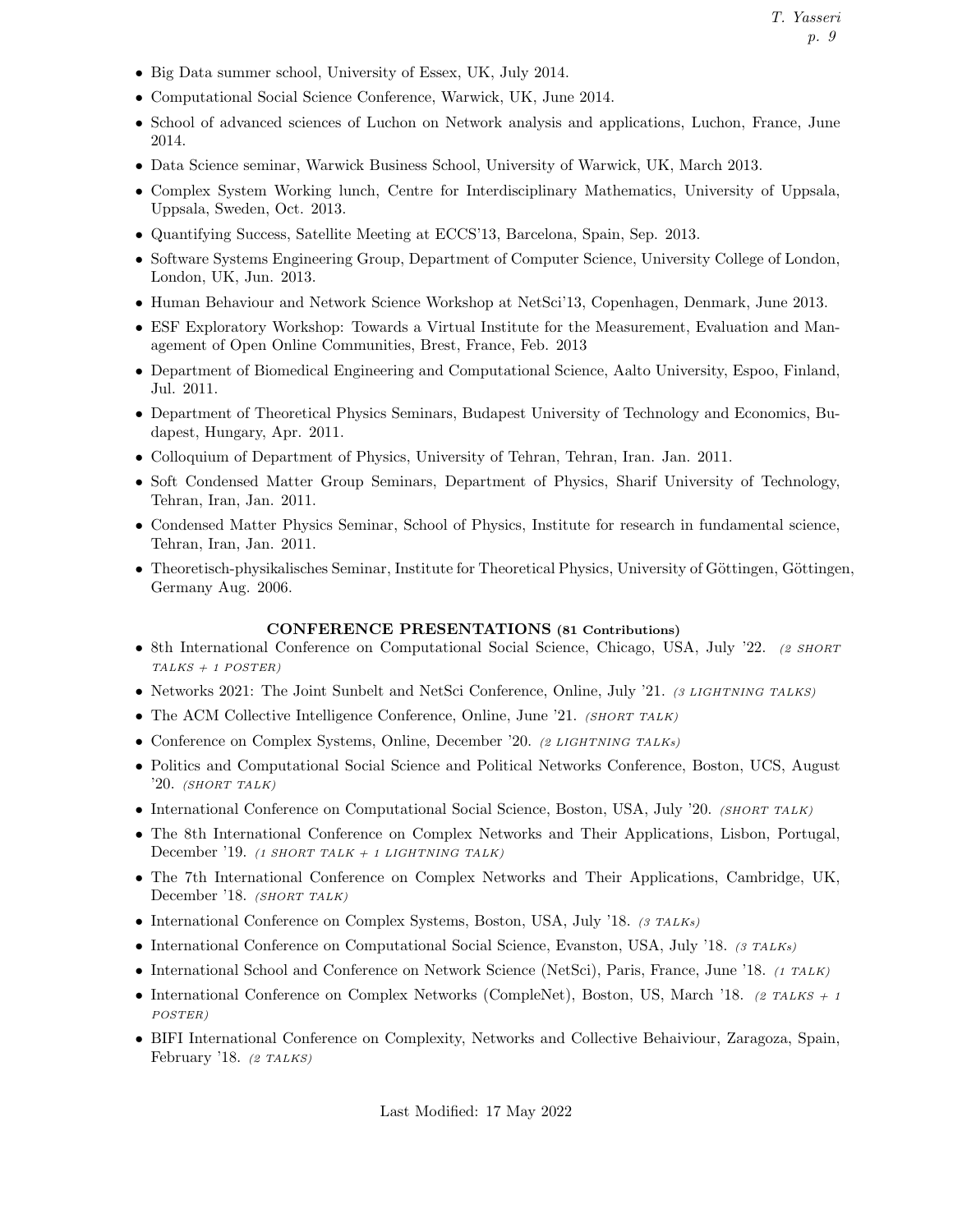- Big Data summer school, University of Essex, UK, July 2014.
- Computational Social Science Conference, Warwick, UK, June 2014.
- School of advanced sciences of Luchon on Network analysis and applications, Luchon, France, June 2014.
- Data Science seminar, Warwick Business School, University of Warwick, UK, March 2013.
- Complex System Working lunch, Centre for Interdisciplinary Mathematics, University of Uppsala, Uppsala, Sweden, Oct. 2013.
- Quantifying Success, Satellite Meeting at ECCS'13, Barcelona, Spain, Sep. 2013.
- Software Systems Engineering Group, Department of Computer Science, University College of London, London, UK, Jun. 2013.
- Human Behaviour and Network Science Workshop at NetSci'13, Copenhagen, Denmark, June 2013.
- ESF Exploratory Workshop: Towards a Virtual Institute for the Measurement, Evaluation and Management of Open Online Communities, Brest, France, Feb. 2013
- Department of Biomedical Engineering and Computational Science, Aalto University, Espoo, Finland, Jul. 2011.
- Department of Theoretical Physics Seminars, Budapest University of Technology and Economics, Budapest, Hungary, Apr. 2011.
- Colloquium of Department of Physics, University of Tehran, Tehran, Iran. Jan. 2011.
- Soft Condensed Matter Group Seminars, Department of Physics, Sharif University of Technology, Tehran, Iran, Jan. 2011.
- Condensed Matter Physics Seminar, School of Physics, Institute for research in fundamental science, Tehran, Iran, Jan. 2011.
- Theoretisch-physikalisches Seminar, Institute for Theoretical Physics, University of Göttingen, Göttingen, Germany Aug. 2006.

## CONFERENCE PRESENTATIONS (81 Contributions)

- 8th International Conference on Computational Social Science, Chicago, USA, July '22. *(2 SHORT TALKS + 1 POSTER)*
- Networks 2021: The Joint Sunbelt and NetSci Conference, Online, July '21. *(3 LIGHTNING TALKS)*
- The ACM Collective Intelligence Conference, Online, June '21. *(SHORT TALK)*
- Conference on Complex Systems, Online, December '20. *(2 LIGHTNING TALKs)*
- Politics and Computational Social Science and Political Networks Conference, Boston, UCS, August '20. *(SHORT TALK)*
- International Conference on Computational Social Science, Boston, USA, July '20. *(SHORT TALK)*
- The 8th International Conference on Complex Networks and Their Applications, Lisbon, Portugal, December '19. *(1 SHORT TALK + 1 LIGHTNING TALK)*
- The 7th International Conference on Complex Networks and Their Applications, Cambridge, UK, December '18. *(SHORT TALK)*
- International Conference on Complex Systems, Boston, USA, July '18. *(3 TALKs)*
- International Conference on Computational Social Science, Evanston, USA, July '18. *(3 TALKs)*
- International School and Conference on Network Science (NetSci), Paris, France, June '18. *(1 TALK)*
- International Conference on Complex Networks (CompleNet), Boston, US, March '18. *(2 TALKS + 1 POSTER)*
- BIFI International Conference on Complexity, Networks and Collective Behaiviour, Zaragoza, Spain, February '18. *(2 TALKS)*

Last Modified: 17 May 2022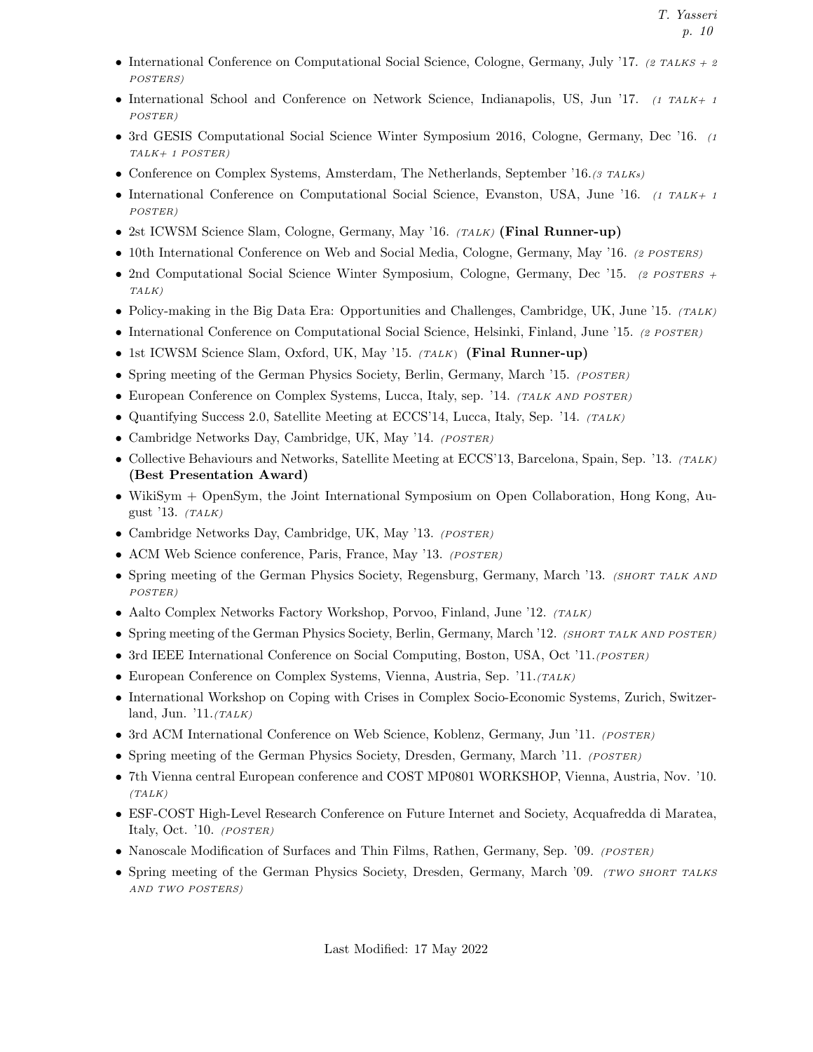- International Conference on Computational Social Science, Cologne, Germany, July '17. *(2 TALKS + 2 POSTERS)*
- International School and Conference on Network Science, Indianapolis, US, Jun '17. *(1 TALK+ 1 POSTER)*
- 3rd GESIS Computational Social Science Winter Symposium 2016, Cologne, Germany, Dec '16. *(1 TALK+ 1 POSTER)*
- Conference on Complex Systems, Amsterdam, The Netherlands, September '16.*(3 TALKs)*
- International Conference on Computational Social Science, Evanston, USA, June '16. *(1 TALK+ 1 POSTER)*
- 2st ICWSM Science Slam, Cologne, Germany, May '16. *(TALK)* **(Final Runner-up)**
- 10th International Conference on Web and Social Media, Cologne, Germany, May '16. *(2 POSTERS)*
- 2nd Computational Social Science Winter Symposium, Cologne, Germany, Dec '15. *(2 POSTERS + TALK)*
- Policy-making in the Big Data Era: Opportunities and Challenges, Cambridge, UK, June '15. *(TALK)*
- International Conference on Computational Social Science, Helsinki, Finland, June '15. *(2 POSTER)*
- 1st ICWSM Science Slam, Oxford, UK, May '15. *(TALK)* **(Final Runner-up)**
- Spring meeting of the German Physics Society, Berlin, Germany, March '15. *(POSTER)*
- European Conference on Complex Systems, Lucca, Italy, sep. '14. *(TALK AND POSTER)*
- Quantifying Success 2.0, Satellite Meeting at ECCS'14, Lucca, Italy, Sep. '14. *(TALK)*
- Cambridge Networks Day, Cambridge, UK, May '14. *(POSTER)*
- Collective Behaviours and Networks, Satellite Meeting at ECCS'13, Barcelona, Spain, Sep. '13. *(TALK)* **(Best Presentation Award)**
- WikiSym + OpenSym, the Joint International Symposium on Open Collaboration, Hong Kong, August '13. *(TALK)*
- Cambridge Networks Day, Cambridge, UK, May '13. *(POSTER)*
- ACM Web Science conference, Paris, France, May '13. *(POSTER)*
- Spring meeting of the German Physics Society, Regensburg, Germany, March '13. *(SHORT TALK AND POSTER)*
- Aalto Complex Networks Factory Workshop, Porvoo, Finland, June '12. *(TALK)*
- Spring meeting of the German Physics Society, Berlin, Germany, March '12. *(SHORT TALK AND POSTER)*
- 3rd IEEE International Conference on Social Computing, Boston, USA, Oct '11.*(POSTER)*
- European Conference on Complex Systems, Vienna, Austria, Sep. '11.*(TALK)*
- International Workshop on Coping with Crises in Complex Socio-Economic Systems, Zurich, Switzerland, Jun. '11.*(TALK)*
- 3rd ACM International Conference on Web Science, Koblenz, Germany, Jun '11. *(POSTER)*
- Spring meeting of the German Physics Society, Dresden, Germany, March '11. *(POSTER)*
- 7th Vienna central European conference and COST MP0801 WORKSHOP, Vienna, Austria, Nov. '10. *(TALK)*
- ESF-COST High-Level Research Conference on Future Internet and Society, Acquafredda di Maratea, Italy, Oct. '10. *(POSTER)*
- Nanoscale Modification of Surfaces and Thin Films, Rathen, Germany, Sep. '09. *(POSTER)*
- Spring meeting of the German Physics Society, Dresden, Germany, March '09. *(TWO SHORT TALKS AND TWO POSTERS)*

Last Modified: 17 May 2022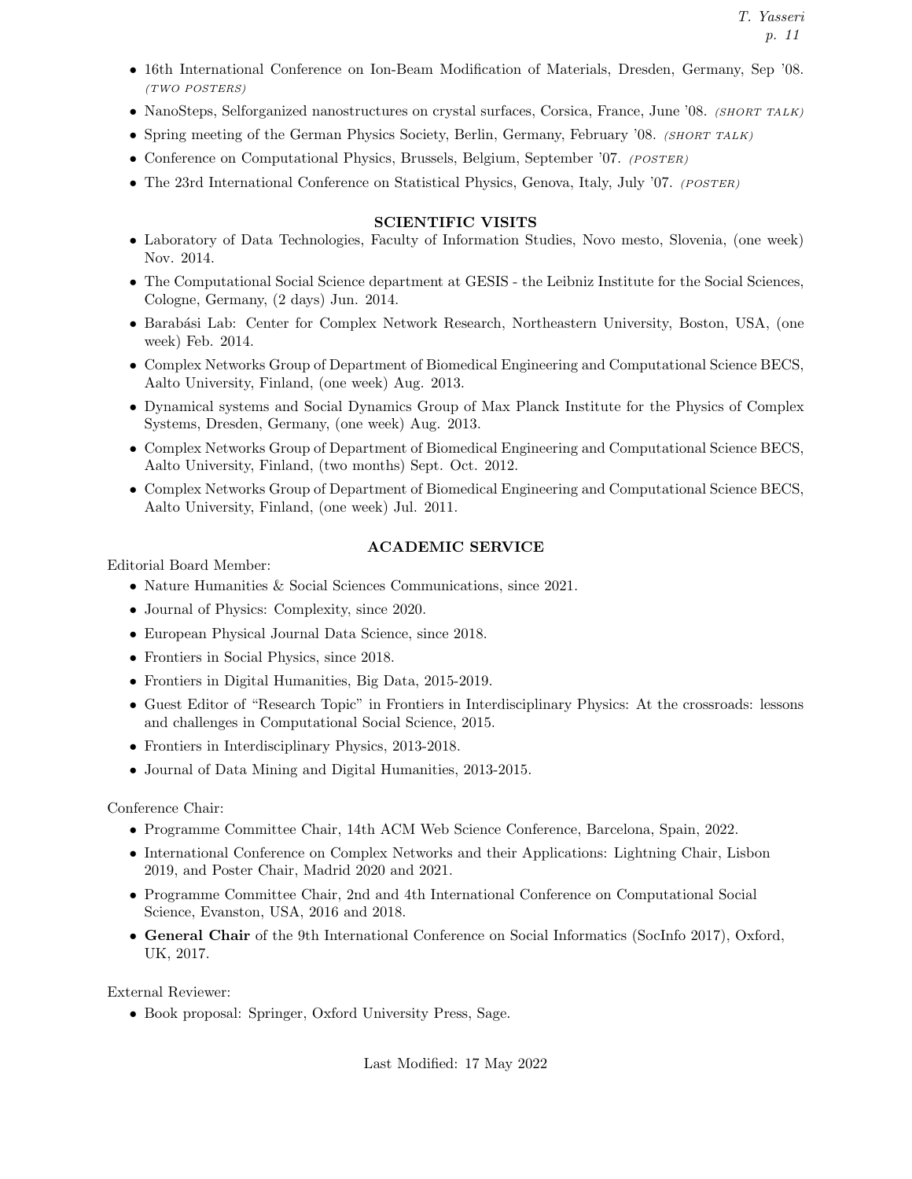- 16th International Conference on Ion-Beam Modification of Materials, Dresden, Germany, Sep '08. *(TWO POSTERS)*
- NanoSteps, Selforganized nanostructures on crystal surfaces, Corsica, France, June '08. *(SHORT TALK)*
- Spring meeting of the German Physics Society, Berlin, Germany, February '08. *(SHORT TALK)*
- Conference on Computational Physics, Brussels, Belgium, September '07. *(POSTER)*
- The 23rd International Conference on Statistical Physics, Genova, Italy, July '07. *(POSTER)*

## SCIENTIFIC VISITS

- Laboratory of Data Technologies, Faculty of Information Studies, Novo mesto, Slovenia, (one week) Nov. 2014.
- The Computational Social Science department at GESIS - the Leibniz Institute for the Social Sciences, Cologne, Germany, (2 days) Jun. 2014.
- Barabási Lab: Center for Complex Network Research, Northeastern University, Boston, USA, (one week) Feb. 2014.
- Complex Networks Group of Department of Biomedical Engineering and Computational Science BECS, Aalto University, Finland, (one week) Aug. 2013.
- Dynamical systems and Social Dynamics Group of Max Planck Institute for the Physics of Complex Systems, Dresden, Germany, (one week) Aug. 2013.
- Complex Networks Group of Department of Biomedical Engineering and Computational Science BECS, Aalto University, Finland, (two months) Sept. Oct. 2012.
- Complex Networks Group of Department of Biomedical Engineering and Computational Science BECS, Aalto University, Finland, (one week) Jul. 2011.

## ACADEMIC SERVICE

Editorial Board Member:

- Nature Humanities & Social Sciences Communications, since 2021.
- Journal of Physics: Complexity, since 2020.
- European Physical Journal Data Science, since 2018.
- Frontiers in Social Physics, since 2018.
- Frontiers in Digital Humanities, Big Data, 2015-2019.
- Guest Editor of "Research Topic" in Frontiers in Interdisciplinary Physics: At the crossroads: lessons and challenges in Computational Social Science, 2015.
- Frontiers in Interdisciplinary Physics, 2013-2018.
- Journal of Data Mining and Digital Humanities, 2013-2015.

Conference Chair:

- Programme Committee Chair, 14th ACM Web Science Conference, Barcelona, Spain, 2022.
- International Conference on Complex Networks and their Applications: Lightning Chair, Lisbon 2019, and Poster Chair, Madrid 2020 and 2021.
- Programme Committee Chair, 2nd and 4th International Conference on Computational Social Science, Evanston, USA, 2016 and 2018.
- **General Chair** of the 9th International Conference on Social Informatics (SocInfo 2017), Oxford, UK, 2017.

External Reviewer:

- Book proposal: Springer, Oxford University Press, Sage.

Last Modified: 17 May 2022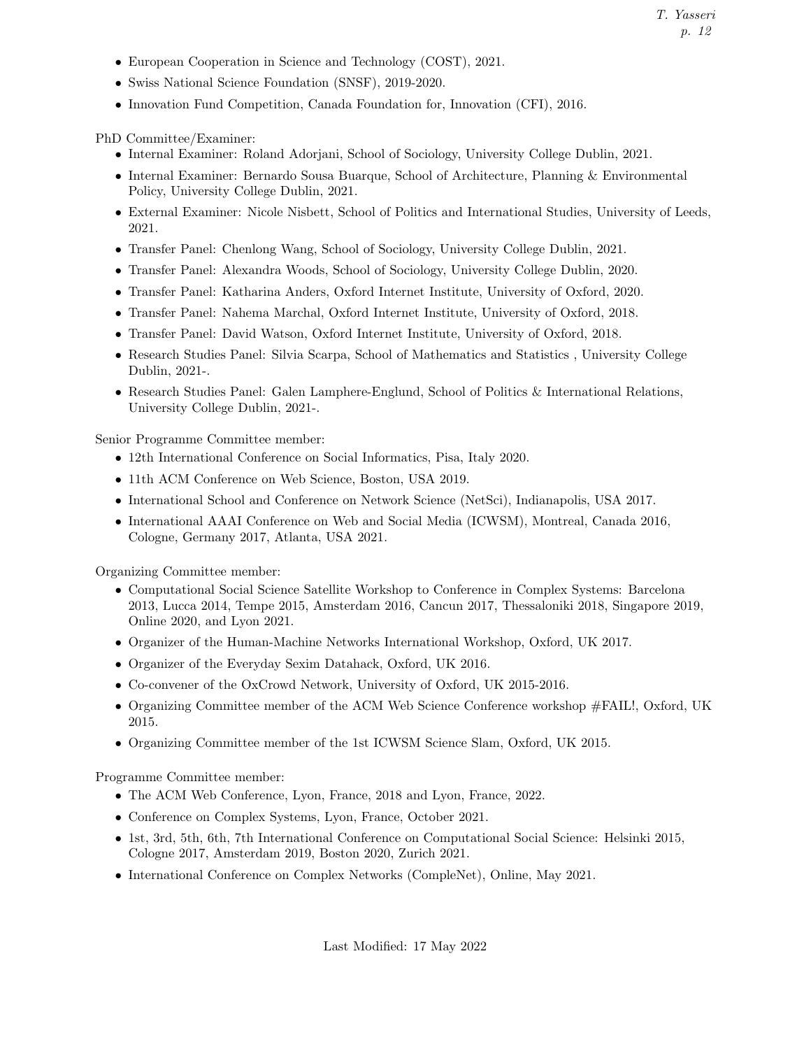- European Cooperation in Science and Technology (COST), 2021.
- Swiss National Science Foundation (SNSF), 2019-2020.
- Innovation Fund Competition, Canada Foundation for, Innovation (CFI), 2016.

PhD Committee/Examiner:

- Internal Examiner: Roland Adorjani, School of Sociology, University College Dublin, 2021.
- Internal Examiner: Bernardo Sousa Buarque, School of Architecture, Planning & Environmental Policy, University College Dublin, 2021.
- External Examiner: Nicole Nisbett, School of Politics and International Studies, University of Leeds, 2021.
- Transfer Panel: Chenlong Wang, School of Sociology, University College Dublin, 2021.
- Transfer Panel: Alexandra Woods, School of Sociology, University College Dublin, 2020.
- Transfer Panel: Katharina Anders, Oxford Internet Institute, University of Oxford, 2020.
- Transfer Panel: Nahema Marchal, Oxford Internet Institute, University of Oxford, 2018.
- Transfer Panel: David Watson, Oxford Internet Institute, University of Oxford, 2018.
- Research Studies Panel: Silvia Scarpa, School of Mathematics and Statistics , University College Dublin, 2021-.
- Research Studies Panel: Galen Lamphere-Englund, School of Politics & International Relations, University College Dublin, 2021-.

Senior Programme Committee member:

- 12th International Conference on Social Informatics, Pisa, Italy 2020.
- 11th ACM Conference on Web Science, Boston, USA 2019.
- International School and Conference on Network Science (NetSci), Indianapolis, USA 2017.
- International AAAI Conference on Web and Social Media (ICWSM), Montreal, Canada 2016, Cologne, Germany 2017, Atlanta, USA 2021.

Organizing Committee member:

- Computational Social Science Satellite Workshop to Conference in Complex Systems: Barcelona 2013, Lucca 2014, Tempe 2015, Amsterdam 2016, Cancun 2017, Thessaloniki 2018, Singapore 2019, Online 2020, and Lyon 2021.
- Organizer of the Human-Machine Networks International Workshop, Oxford, UK 2017.
- Organizer of the Everyday Sexim Datahack, Oxford, UK 2016.
- Co-convener of the OxCrowd Network, University of Oxford, UK 2015-2016.
- Organizing Committee member of the ACM Web Science Conference workshop #FAIL!, Oxford, UK 2015.
- Organizing Committee member of the 1st ICWSM Science Slam, Oxford, UK 2015.

Programme Committee member:

- The ACM Web Conference, Lyon, France, 2018 and Lyon, France, 2022.
- Conference on Complex Systems, Lyon, France, October 2021.
- 1st, 3rd, 5th, 6th, 7th International Conference on Computational Social Science: Helsinki 2015, Cologne 2017, Amsterdam 2019, Boston 2020, Zurich 2021.
- International Conference on Complex Networks (CompleNet), Online, May 2021.

Last Modified: 17 May 2022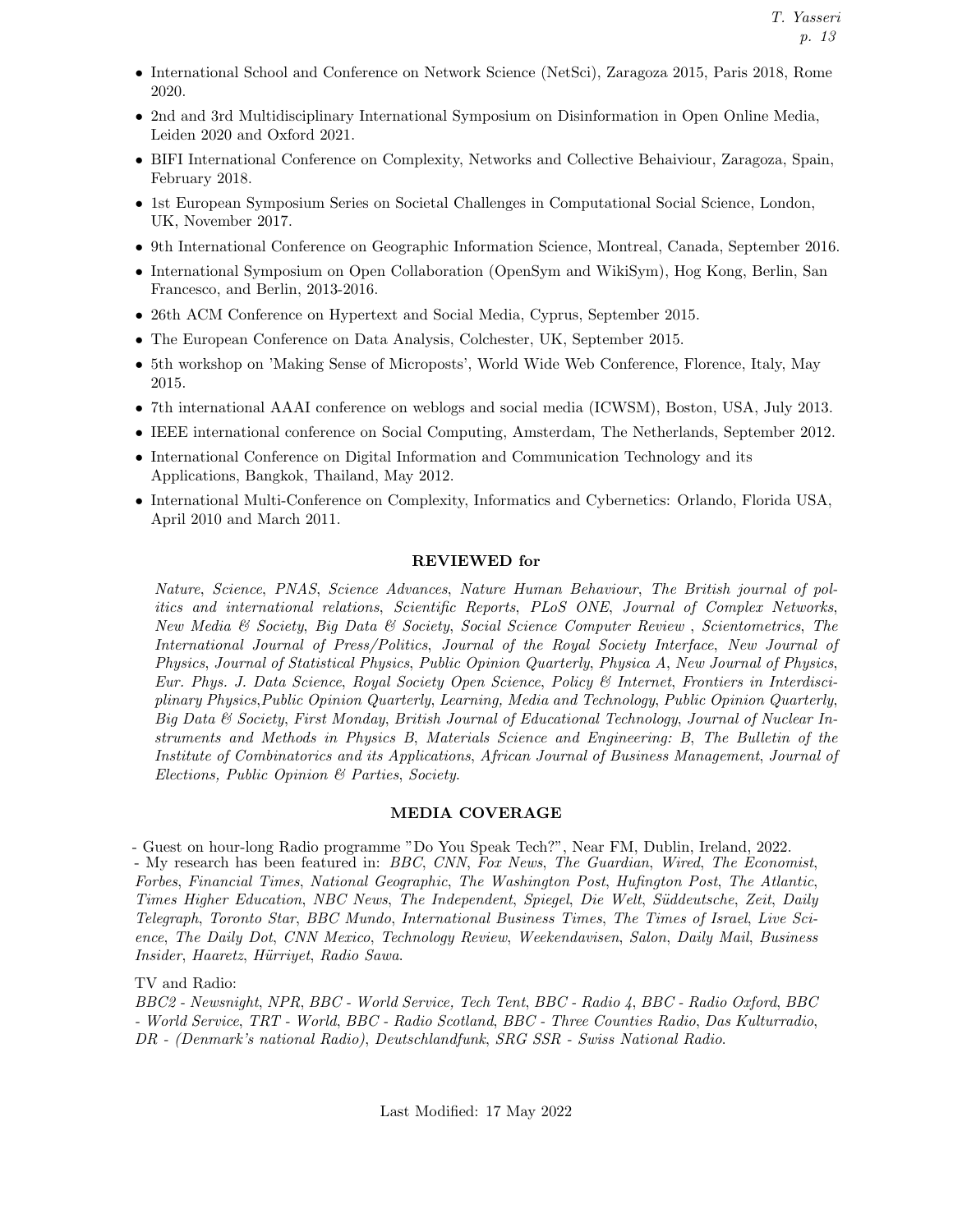- International School and Conference on Network Science (NetSci), Zaragoza 2015, Paris 2018, Rome 2020.
- 2nd and 3rd Multidisciplinary International Symposium on Disinformation in Open Online Media, Leiden 2020 and Oxford 2021.
- BIFI International Conference on Complexity, Networks and Collective Behaiviour, Zaragoza, Spain, February 2018.
- 1st European Symposium Series on Societal Challenges in Computational Social Science, London, UK, November 2017.
- 9th International Conference on Geographic Information Science, Montreal, Canada, September 2016.
- International Symposium on Open Collaboration (OpenSym and WikiSym), Hog Kong, Berlin, San Francesco, and Berlin, 2013-2016.
- 26th ACM Conference on Hypertext and Social Media, Cyprus, September 2015.
- The European Conference on Data Analysis, Colchester, UK, September 2015.
- 5th workshop on 'Making Sense of Microposts', World Wide Web Conference, Florence, Italy, May 2015.
- 7th international AAAI conference on weblogs and social media (ICWSM), Boston, USA, July 2013.
- IEEE international conference on Social Computing, Amsterdam, The Netherlands, September 2012.
- International Conference on Digital Information and Communication Technology and its Applications, Bangkok, Thailand, May 2012.
- International Multi-Conference on Complexity, Informatics and Cybernetics: Orlando, Florida USA, April 2010 and March 2011.

## REVIEWED for

*Nature*, *Science*, *PNAS*, *Science Advances*, *Nature Human Behaviour*, *The British journal of politics and international relations*, *Scientific Reports*, *PLoS ONE*, *Journal of Complex Networks*, *New Media & Society*, *Big Data & Society*, *Social Science Computer Review* , *Scientometrics*, *The International Journal of Press/Politics*, *Journal of the Royal Society Interface*, *New Journal of Physics*, *Journal of Statistical Physics*, *Public Opinion Quarterly*, *Physica A*, *New Journal of Physics*, *Eur. Phys. J. Data Science*, *Royal Society Open Science*, *Policy & Internet*, *Frontiers in Interdisciplinary Physics*,*Public Opinion Quarterly*, *Learning, Media and Technology*, *Public Opinion Quarterly*, *Big Data & Society*, *First Monday*, *British Journal of Educational Technology*, *Journal of Nuclear Instruments and Methods in Physics B*, *Materials Science and Engineering: B*, *The Bulletin of the Institute of Combinatorics and its Applications*, *African Journal of Business Management*, *Journal of Elections, Public Opinion & Parties*, *Society*.

## MEDIA COVERAGE

- Guest on hour-long Radio programme "Do You Speak Tech?", Near FM, Dublin, Ireland, 2022.
- My research has been featured in: *BBC*, *CNN*, *Fox News*, *The Guardian*, *Wired*, *The Economist*, *Forbes*, *Financial Times*, *National Geographic*, *The Washington Post*, *Hufington Post*, *The Atlantic*, *Times Higher Education*, *NBC News*, *The Independent*, *Spiegel*, *Die Welt*, *Süddeutsche*, *Zeit*, *Daily Telegraph*, *Toronto Star*, *BBC Mundo*, *International Business Times*, *The Times of Israel*, *Live Science*, *The Daily Dot*, *CNN Mexico*, *Technology Review*, *Weekendavisen*, *Salon*, *Daily Mail*, *Business Insider*, *Haaretz*, *Hürriyet*, *Radio Sawa*.

TV and Radio:
*BBC2 - Newsnight*, *NPR*, *BBC - World Service, Tech Tent*, *BBC - Radio 4*, *BBC - Radio Oxford*, *BBC - World Service*, *TRT - World*, *BBC - Radio Scotland*, *BBC - Three Counties Radio*, *Das Kulturradio*, *DR - (Denmark's national Radio)*, *Deutschlandfunk*, *SRG SSR - Swiss National Radio*.

Last Modified: 17 May 2022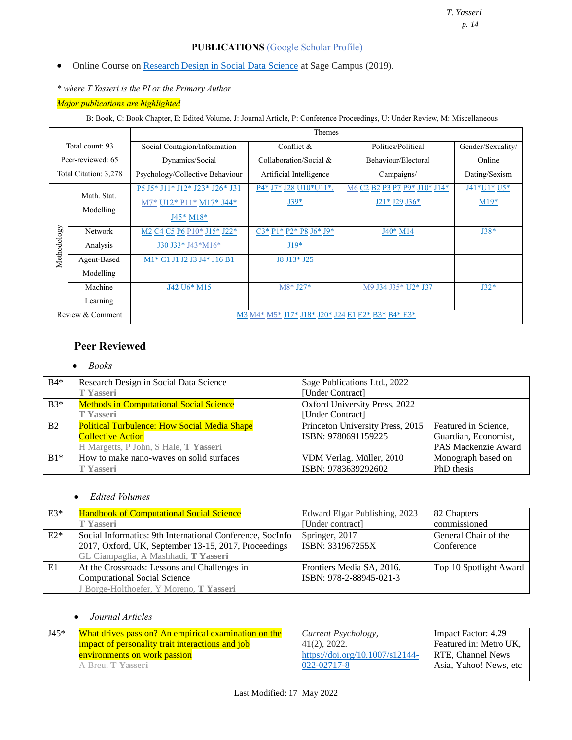**PUBLICATIONS** (Google Scholar Profile)

- Online Course on Research Design in Social Data Science at Sage Campus (2019).

*\* where T Yasseri is the PI or the Primary Author*

*Major publications are highlighted*

B: Book, C: Book Chapter, E: Edited Volume, J: Journal Article, P: Conference Proceedings, U: Under Review, M: Miscellaneous

| | | Themes | | | |
|---|---|---|---|---|---|
| Total count: 93 Peer-reviewed: 65 Total Citation: 3,278 | | Social Contagion/Information Dynamics/Social Psychology/Collective Behaviour | Conflict & Collaboration/Social & Artificial Intelligence | Politics/Political Behaviour/Electoral Campaigns/ | Gender/Sexuality/ Online Dating/Sexism |
| Methodology | Math. Stat. Modelling | P5 J5* J11* J12* J23* J26* J31 M7* U12* P11* M17* J44* J45* M18* | P4* J7* J28 U10*U11*, J39* | M6 C2 B2 P3 P7 P9* J10* J14* J21* J29 J36* | J41*U1* U5* M19* |
| | Network Analysis | M2 C4 C5 P6 P10* J15* J22* J30 J33* J43*M16* | C3* P1* P2* P8 J6* J9* J19* | J40* M14 | J38* |
| | Agent-Based Modelling | M1* C1 J1 J2 J3 J4* J16 B1 | J8 J13* J25 | | |
| | Machine Learning | **J42** U6* M15 | M8* J27* | M9 J34 J35* U2* J37 | J32* |
| Review & Comment | | M3 M4* M5* J17* J18* J20* J24 E1 E2* B3* B4* E3* | | | |

## Peer Reviewed

- *Books*

| | | | |
|---|---|---|---|
| B4* | Research Design in Social Data Science<br>**T Yasseri** | Sage Publications Ltd., 2022<br>[Under Contract] | |
| B3* | Methods in Computational Social Science<br>**T Yasseri** | Oxford University Press, 2022<br>[Under Contract] | |
| B2 | Political Turbulence: How Social Media Shape Collective Action<br>H Margetts, P John, S Hale, **T Yasseri** | Princeton University Press, 2015<br>ISBN: 9780691159225 | Featured in Science, Guardian, Economist, PAS Mackenzie Award |
| B1* | How to make nano-waves on solid surfaces<br>**T Yasseri** | VDM Verlag. Müller, 2010<br>ISBN: 9783639292602 | Monograph based on PhD thesis |

- *Edited Volumes*

| | | | |
|---|---|---|---|
| E3* | Handbook of Computational Social Science<br>**T Yasseri** | Edward Elgar Publishing, 2023<br>[Under contract] | 82 Chapters commissioned |
| E2* | Social Informatics: 9th International Conference, SocInfo 2017, Oxford, UK, September 13-15, 2017, Proceedings<br>GL Ciampaglia, A Mashhadi, **T Yasseri** | Springer, 2017<br>ISBN: 331967255X | General Chair of the Conference |
| E1 | At the Crossroads: Lessons and Challenges in Computational Social Science<br>J Borge-Holthoefer, Y Moreno, **T Yasseri** | Frontiers Media SA, 2016.<br>ISBN: 978-2-88945-021-3 | Top 10 Spotlight Award |

- *Journal Articles*

| | | | |
|---|---|---|---|
| J45* | What drives passion? An empirical examination on the impact of personality trait interactions and job environments on work passion<br>A Breu, **T Yasseri** | *Current Psychology*, 41(2), 2022.<br>https://doi.org/10.1007/s12144-022-02717-8 | Impact Factor: 4.29<br>Featured in: Metro UK, RTE, Channel News Asia, Yahoo! News, etc |

Last Modified: 17 May 2022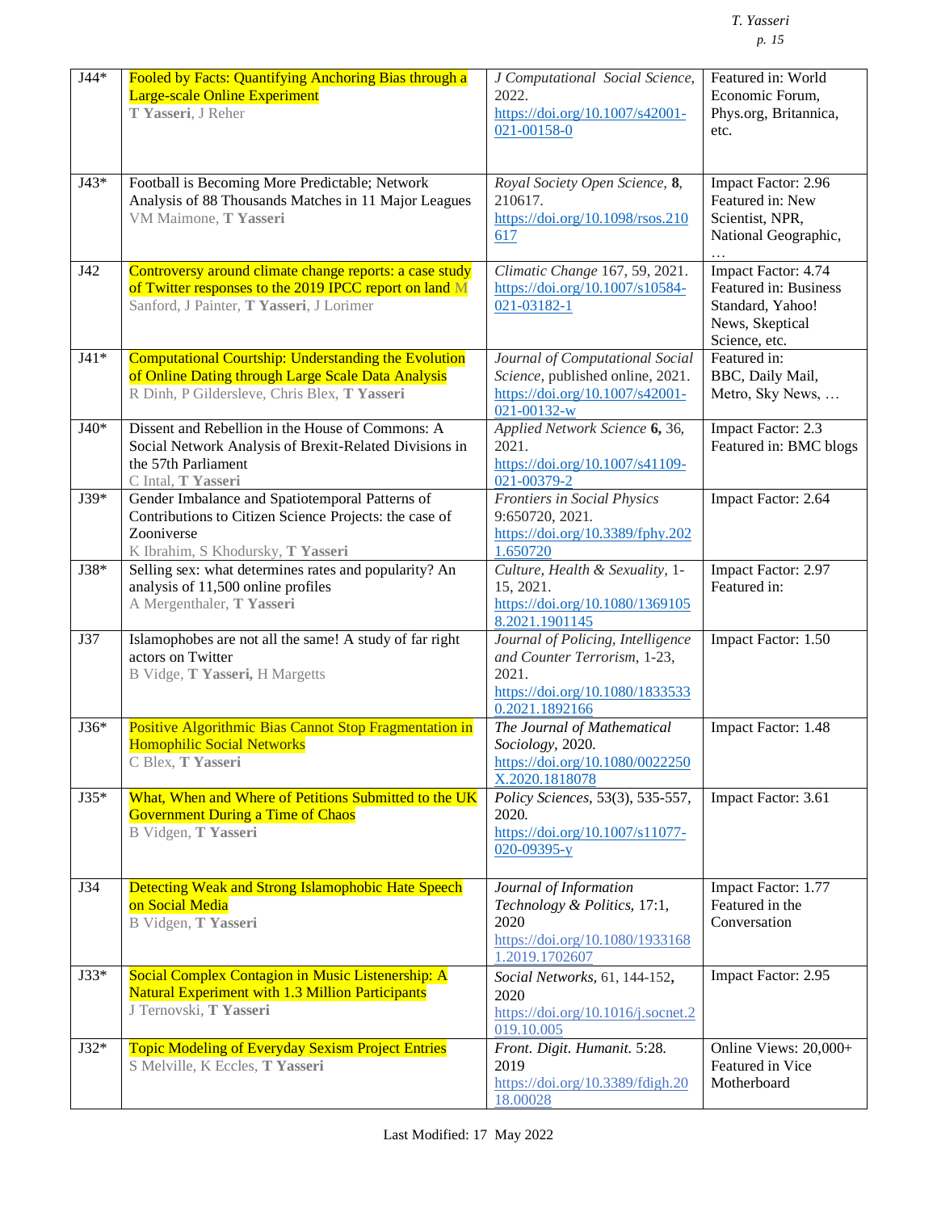| | | | |
|---|---|---|---|
| J44* | Fooled by Facts: Quantifying Anchoring Bias through a Large-scale Online Experiment<br>**T Yasseri**, J Reher | *J Computational Social Science*, 2022.<br>https://doi.org/10.1007/s42001-021-00158-0 | Featured in: World Economic Forum, Phys.org, Britannica, etc. |
| J43* | Football is Becoming More Predictable; Network Analysis of 88 Thousands Matches in 11 Major Leagues<br>VM Maimone, **T Yasseri** | *Royal Society Open Science*, **8**, 210617.<br>https://doi.org/10.1098/rsos.210617 | Impact Factor: 2.96<br>Featured in: New Scientist, NPR, National Geographic, … |
| J42 | Controversy around climate change reports: a case study of Twitter responses to the 2019 IPCC report on land M Sanford, J Painter, **T Yasseri**, J Lorimer | *Climatic Change* 167, 59, 2021.<br>https://doi.org/10.1007/s10584-021-03182-1 | Impact Factor: 4.74<br>Featured in: Business Standard, Yahoo! News, Skeptical Science, etc. |
| J41* | Computational Courtship: Understanding the Evolution of Online Dating through Large Scale Data Analysis<br>R Dinh, P Gildersleve, Chris Blex, **T Yasseri** | *Journal of Computational Social Science*, published online, 2021.<br>https://doi.org/10.1007/s42001-021-00132-w | Featured in: BBC, Daily Mail, Metro, Sky News, … |
| J40* | Dissent and Rebellion in the House of Commons: A Social Network Analysis of Brexit-Related Divisions in the 57th Parliament<br>C Intal, **T Yasseri** | *Applied Network Science* **6,** 36, 2021.<br>https://doi.org/10.1007/s41109-021-00379-2 | Impact Factor: 2.3<br>Featured in: BMC blogs |
| J39* | Gender Imbalance and Spatiotemporal Patterns of Contributions to Citizen Science Projects: the case of Zooniverse<br>K Ibrahim, S Khodursky, **T Yasseri** | *Frontiers in Social Physics* 9:650720, 2021.<br>https://doi.org/10.3389/fphy.2021.650720 | Impact Factor: 2.64 |
| J38* | Selling sex: what determines rates and popularity? An analysis of 11,500 online profiles<br>A Mergenthaler, **T Yasseri** | *Culture, Health & Sexuality*, 1-15, 2021.<br>https://doi.org/10.1080/13691058.2021.1901145 | Impact Factor: 2.97<br>Featured in: |
| J37 | Islamophobes are not all the same! A study of far right actors on Twitter<br>B Vidge, **T Yasseri,** H Margetts | *Journal of Policing, Intelligence and Counter Terrorism*, 1-23, 2021.<br>https://doi.org/10.1080/18335330.2021.1892166 | Impact Factor: 1.50 |
| J36* | Positive Algorithmic Bias Cannot Stop Fragmentation in Homophilic Social Networks<br>C Blex, **T Yasseri** | *The Journal of Mathematical Sociology*, 2020.<br>https://doi.org/10.1080/0022250X.2020.1818078 | Impact Factor: 1.48 |
| J35* | What, When and Where of Petitions Submitted to the UK Government During a Time of Chaos<br>B Vidgen, **T Yasseri** | *Policy Sciences*, 53(3), 535-557, 2020.<br>https://doi.org/10.1007/s11077-020-09395-y | Impact Factor: 3.61 |
| J34 | Detecting Weak and Strong Islamophobic Hate Speech on Social Media<br>B Vidgen, **T Yasseri** | *Journal of Information Technology & Politics*, 17:1, 2020<br>https://doi.org/10.1080/19331681.2019.1702607 | Impact Factor: 1.77<br>Featured in the Conversation |
| J33* | Social Complex Contagion in Music Listenership: A Natural Experiment with 1.3 Million Participants<br>J Ternovski, **T Yasseri** | *Social Networks*, 61, 144-152, 2020<br>https://doi.org/10.1016/j.socnet.2019.10.005 | Impact Factor: 2.95 |
| J32* | Topic Modeling of Everyday Sexism Project Entries<br>S Melville, K Eccles, **T Yasseri** | *Front. Digit. Humanit.* 5:28. 2019<br>https://doi.org/10.3389/fdigh.2018.00028 | Online Views: 20,000+<br>Featured in Vice Motherboard |

Last Modified: 17 May 2022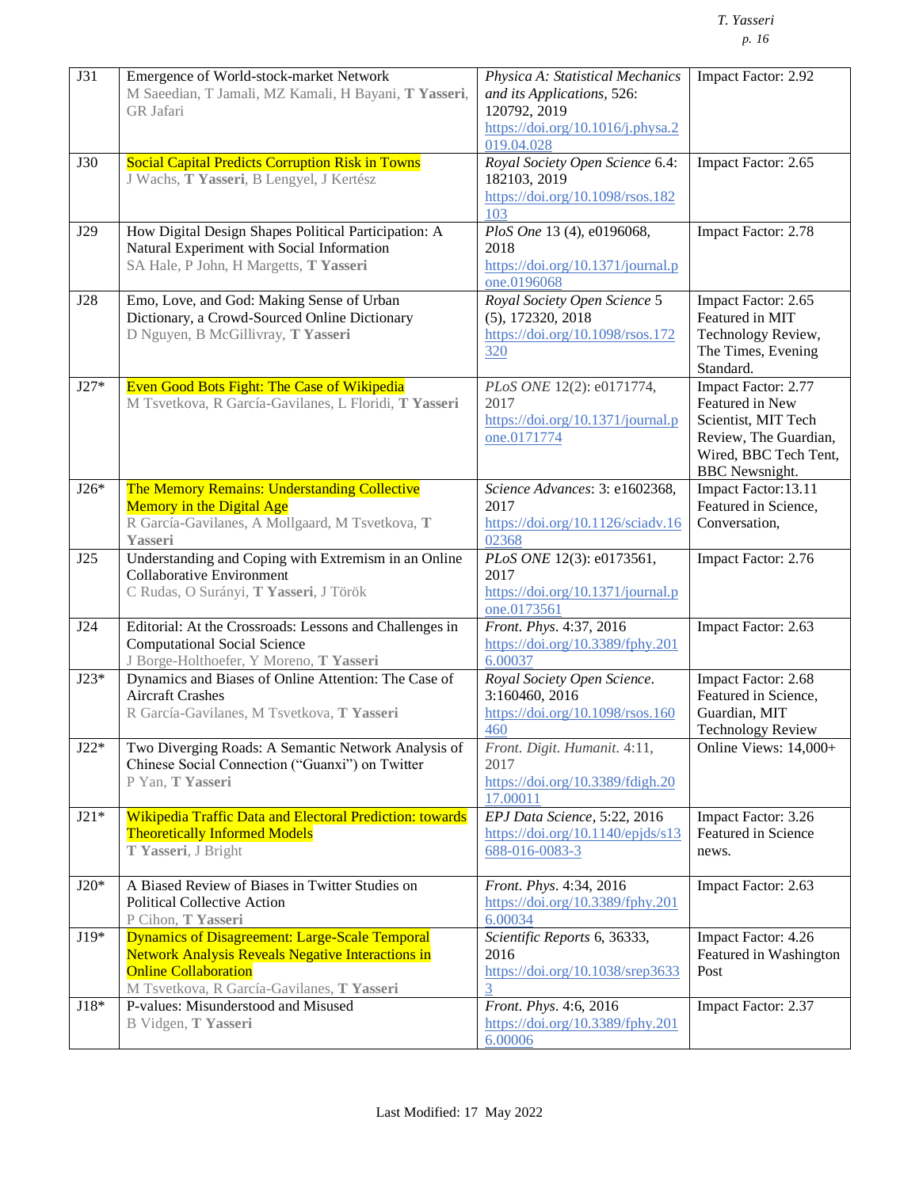| | | | |
|---|---|---|---|
| J31 | Emergence of World-stock-market Network<br>M Saeedian, T Jamali, MZ Kamali, H Bayani, **T Yasseri**, GR Jafari | *Physica A: Statistical Mechanics and its Applications*, 526: 120792, 2019<br>https://doi.org/10.1016/j.physa.2019.04.028 | Impact Factor: 2.92 |
| J30 | Social Capital Predicts Corruption Risk in Towns<br>J Wachs, **T Yasseri**, B Lengyel, J Kertész | *Royal Society Open Science* 6.4: 182103, 2019<br>https://doi.org/10.1098/rsos.182103 | Impact Factor: 2.65 |
| J29 | How Digital Design Shapes Political Participation: A Natural Experiment with Social Information<br>SA Hale, P John, H Margetts, **T Yasseri** | *PloS One* 13 (4), e0196068, 2018<br>https://doi.org/10.1371/journal.pone.0196068 | Impact Factor: 2.78 |
| J28 | Emo, Love, and God: Making Sense of Urban Dictionary, a Crowd-Sourced Online Dictionary<br>D Nguyen, B McGillivray, **T Yasseri** | *Royal Society Open Science* 5 (5), 172320, 2018<br>https://doi.org/10.1098/rsos.172320 | Impact Factor: 2.65<br>Featured in MIT Technology Review, The Times, Evening Standard. |
| J27* | Even Good Bots Fight: The Case of Wikipedia<br>M Tsvetkova, R García-Gavilanes, L Floridi, **T Yasseri** | *PLoS ONE* 12(2): e0171774, 2017<br>https://doi.org/10.1371/journal.pone.0171774 | Impact Factor: 2.77<br>Featured in New Scientist, MIT Tech Review, The Guardian, Wired, BBC Tech Tent, BBC Newsnight. |
| J26* | The Memory Remains: Understanding Collective Memory in the Digital Age<br>R García-Gavilanes, A Mollgaard, M Tsvetkova, **T Yasseri** | *Science Advances*: 3: e1602368, 2017<br>https://doi.org/10.1126/sciadv.1602368 | Impact Factor:13.11<br>Featured in Science, Conversation, |
| J25 | Understanding and Coping with Extremism in an Online Collaborative Environment<br>C Rudas, O Surányi, **T Yasseri**, J Török | *PLoS ONE* 12(3): e0173561, 2017<br>https://doi.org/10.1371/journal.pone.0173561 | Impact Factor: 2.76 |
| J24 | Editorial: At the Crossroads: Lessons and Challenges in Computational Social Science<br>J Borge-Holthoefer, Y Moreno, **T Yasseri** | *Front. Phys*. 4:37, 2016<br>https://doi.org/10.3389/fphy.2016.00037 | Impact Factor: 2.63 |
| J23* | Dynamics and Biases of Online Attention: The Case of Aircraft Crashes<br>R García-Gavilanes, M Tsvetkova, **T Yasseri** | *Royal Society Open Science*. 3:160460, 2016<br>https://doi.org/10.1098/rsos.160460 | Impact Factor: 2.68<br>Featured in Science, Guardian, MIT Technology Review |
| J22* | Two Diverging Roads: A Semantic Network Analysis of Chinese Social Connection ("Guanxi") on Twitter<br>P Yan, **T Yasseri** | *Front. Digit. Humanit*. 4:11, 2017<br>https://doi.org/10.3389/fdigh.2017.00011 | Online Views: 14,000+ |
| J21* | Wikipedia Traffic Data and Electoral Prediction: towards Theoretically Informed Models<br>**T Yasseri**, J Bright | *EPJ Data Science*, 5:22, 2016<br>https://doi.org/10.1140/epjds/s13688-016-0083-3 | Impact Factor: 3.26<br>Featured in Science news. |
| J20* | A Biased Review of Biases in Twitter Studies on Political Collective Action<br>P Cihon, **T Yasseri** | *Front. Phys*. 4:34, 2016<br>https://doi.org/10.3389/fphy.2016.00034 | Impact Factor: 2.63 |
| J19* | Dynamics of Disagreement: Large-Scale Temporal Network Analysis Reveals Negative Interactions in Online Collaboration<br>M Tsvetkova, R García-Gavilanes, **T Yasseri** | *Scientific Reports* 6, 36333, 2016<br>https://doi.org/10.1038/srep36333 | Impact Factor: 4.26<br>Featured in Washington Post |
| J18* | P-values: Misunderstood and Misused<br>B Vidgen, **T Yasseri** | *Front. Phys*. 4:6, 2016<br>https://doi.org/10.3389/fphy.2016.00006 | Impact Factor: 2.37 |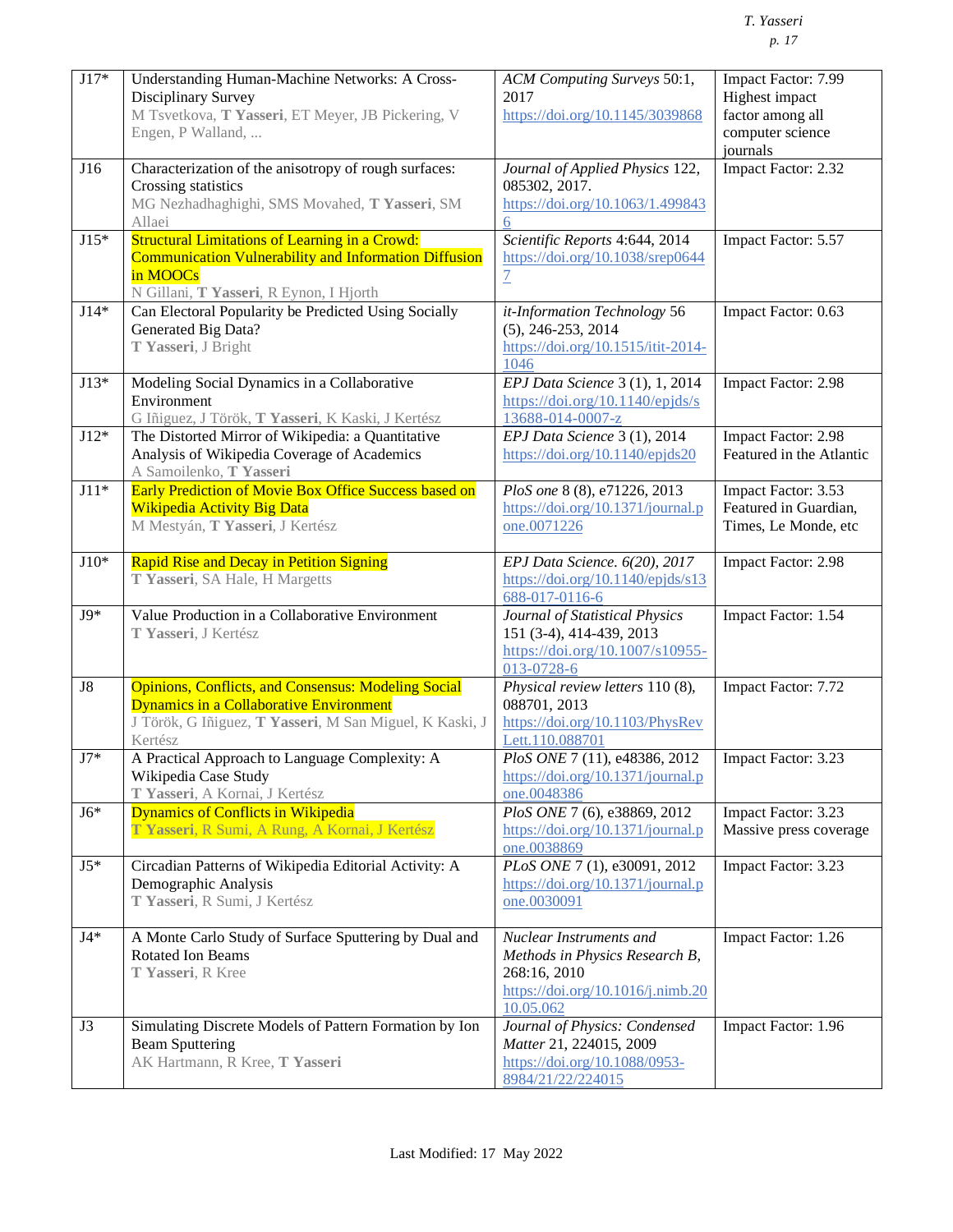| | | | |
|---|---|---|---|
| J17* | Understanding Human-Machine Networks: A Cross-Disciplinary Survey<br>M Tsvetkova, **T Yasseri**, ET Meyer, JB Pickering, V Engen, P Walland, ... | *ACM Computing Surveys* 50:1, 2017<br>https://doi.org/10.1145/3039868 | Impact Factor: 7.99<br>Highest impact factor among all computer science journals |
| J16 | Characterization of the anisotropy of rough surfaces: Crossing statistics<br>MG Nezhadhaghighi, SMS Movahed, **T Yasseri**, SM Allaei | *Journal of Applied Physics* 122, 085302, 2017.<br>https://doi.org/10.1063/1.4998436 | Impact Factor: 2.32 |
| J15* | Structural Limitations of Learning in a Crowd: Communication Vulnerability and Information Diffusion in MOOCs<br>N Gillani, **T Yasseri**, R Eynon, I Hjorth | *Scientific Reports* 4:644, 2014<br>https://doi.org/10.1038/srep06447 | Impact Factor: 5.57 |
| J14* | Can Electoral Popularity be Predicted Using Socially Generated Big Data?<br>**T Yasseri**, J Bright | *it-Information Technology* 56 (5), 246-253, 2014<br>https://doi.org/10.1515/itit-2014-1046 | Impact Factor: 0.63 |
| J13* | Modeling Social Dynamics in a Collaborative Environment<br>G Iñiguez, J Török, **T Yasseri**, K Kaski, J Kertész | *EPJ Data Science* 3 (1), 1, 2014<br>https://doi.org/10.1140/epjds/s13688-014-0007-z | Impact Factor: 2.98 |
| J12* | The Distorted Mirror of Wikipedia: a Quantitative Analysis of Wikipedia Coverage of Academics<br>A Samoilenko, **T Yasseri** | *EPJ Data Science* 3 (1), 2014<br>https://doi.org/10.1140/epjds20 | Impact Factor: 2.98<br>Featured in the Atlantic |
| J11* | Early Prediction of Movie Box Office Success based on Wikipedia Activity Big Data<br>M Mestyán, **T Yasseri**, J Kertész | *PloS one* 8 (8), e71226, 2013<br>https://doi.org/10.1371/journal.pone.0071226 | Impact Factor: 3.53<br>Featured in Guardian, Times, Le Monde, etc |
| J10* | Rapid Rise and Decay in Petition Signing<br>**T Yasseri**, SA Hale, H Margetts | *EPJ Data Science. 6(20), 2017*<br>https://doi.org/10.1140/epjds/s13688-017-0116-6 | Impact Factor: 2.98 |
| J9* | Value Production in a Collaborative Environment<br>**T Yasseri**, J Kertész | *Journal of Statistical Physics* 151 (3-4), 414-439, 2013<br>https://doi.org/10.1007/s10955-013-0728-6 | Impact Factor: 1.54 |
| J8 | Opinions, Conflicts, and Consensus: Modeling Social Dynamics in a Collaborative Environment<br>J Török, G Iñiguez, **T Yasseri**, M San Miguel, K Kaski, J Kertész | *Physical review letters* 110 (8), 088701, 2013<br>https://doi.org/10.1103/PhysRevLett.110.088701 | Impact Factor: 7.72 |
| J7* | A Practical Approach to Language Complexity: A Wikipedia Case Study<br>**T Yasseri**, A Kornai, J Kertész | *PloS ONE* 7 (11), e48386, 2012<br>https://doi.org/10.1371/journal.pone.0048386 | Impact Factor: 3.23 |
| J6* | Dynamics of Conflicts in Wikipedia<br>**T Yasseri**, R Sumi, A Rung, A Kornai, J Kertész | *PloS ONE* 7 (6), e38869, 2012<br>https://doi.org/10.1371/journal.pone.0038869 | Impact Factor: 3.23<br>Massive press coverage |
| J5* | Circadian Patterns of Wikipedia Editorial Activity: A Demographic Analysis<br>**T Yasseri**, R Sumi, J Kertész | *PLoS ONE* 7 (1), e30091, 2012<br>https://doi.org/10.1371/journal.pone.0030091 | Impact Factor: 3.23 |
| J4* | A Monte Carlo Study of Surface Sputtering by Dual and Rotated Ion Beams<br>**T Yasseri**, R Kree | *Nuclear Instruments and Methods in Physics Research B*, 268:16, 2010<br>https://doi.org/10.1016/j.nimb.2010.05.062 | Impact Factor: 1.26 |
| J3 | Simulating Discrete Models of Pattern Formation by Ion Beam Sputtering<br>AK Hartmann, R Kree, **T Yasseri** | *Journal of Physics: Condensed Matter* 21, 224015, 2009<br>https://doi.org/10.1088/0953-8984/21/22/224015 | Impact Factor: 1.96 |

Last Modified: 17 May 2022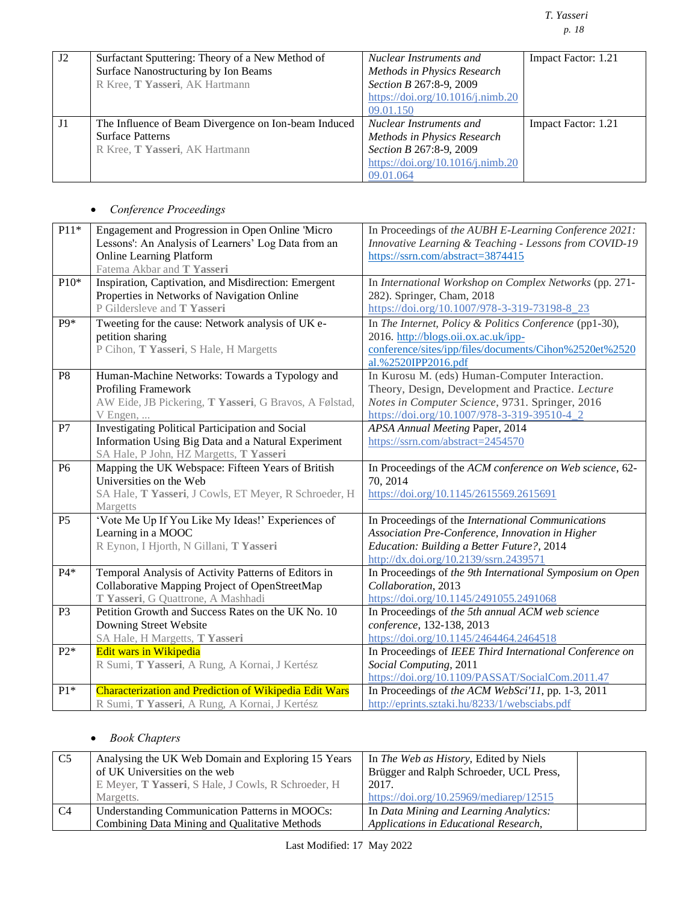| J2 | Surfactant Sputtering: Theory of a New Method of Surface Nanostructuring by Ion Beams<br>R Kree, **T Yasseri**, AK Hartmann | *Nuclear Instruments and Methods in Physics Research Section B* 267:8-9, 2009<br>https://doi.org/10.1016/j.nimb.2009.01.150 | Impact Factor: 1.21 |
|---|---|---|---|
| J1 | The Influence of Beam Divergence on Ion-beam Induced Surface Patterns<br>R Kree, **T Yasseri**, AK Hartmann | *Nuclear Instruments and Methods in Physics Research Section B* 267:8-9, 2009<br>https://doi.org/10.1016/j.nimb.2009.01.064 | Impact Factor: 1.21 |

- *Conference Proceedings*

| P11* | Engagement and Progression in Open Online 'Micro Lessons': An Analysis of Learners' Log Data from an Online Learning Platform<br>Fatema Akbar and **T Yasseri** | In Proceedings of *the AUBH E-Learning Conference 2021: Innovative Learning & Teaching - Lessons from COVID-19*<br>https://ssrn.com/abstract=3874415 |
|---|---|---|
| P10* | Inspiration, Captivation, and Misdirection: Emergent Properties in Networks of Navigation Online<br>P Gildersleve and **T Yasseri** | In *International Workshop on Complex Networks* (pp. 271-282). Springer, Cham, 2018<br>https://doi.org/10.1007/978-3-319-73198-8_23 |
| P9* | Tweeting for the cause: Network analysis of UK e-petition sharing<br>P Cihon, **T Yasseri**, S Hale, H Margetts | In *The Internet, Policy & Politics Conference* (pp1-30), 2016. http://blogs.oii.ox.ac.uk/ipp-conference/sites/ipp/files/documents/Cihon%2520et%2520al.%2520IPP2016.pdf |
| P8 | Human-Machine Networks: Towards a Typology and Profiling Framework<br>AW Eide, JB Pickering, **T Yasseri**, G Bravos, A Følstad, V Engen, ... | In Kurosu M. (eds) Human-Computer Interaction. Theory, Design, Development and Practice. *Lecture Notes in Computer Science*, 9731. Springer, 2016<br>https://doi.org/10.1007/978-3-319-39510-4_2 |
| P7 | Investigating Political Participation and Social Information Using Big Data and a Natural Experiment<br>SA Hale, P John, HZ Margetts, **T Yasseri** | *APSA Annual Meeting* Paper, 2014<br>https://ssrn.com/abstract=2454570 |
| P6 | Mapping the UK Webspace: Fifteen Years of British Universities on the Web<br>SA Hale, **T Yasseri**, J Cowls, ET Meyer, R Schroeder, H Margetts | In Proceedings of the *ACM conference on Web science*, 62-70, 2014<br>https://doi.org/10.1145/2615569.2615691 |
| P5 | 'Vote Me Up If You Like My Ideas!' Experiences of Learning in a MOOC<br>R Eynon, I Hjorth, N Gillani, **T Yasseri** | In Proceedings of the *International Communications Association Pre-Conference, Innovation in Higher Education: Building a Better Future?*, 2014<br>http://dx.doi.org/10.2139/ssrn.2439571 |
| P4* | Temporal Analysis of Activity Patterns of Editors in Collaborative Mapping Project of OpenStreetMap<br>**T Yasseri**, G Quattrone, A Mashhadi | In Proceedings of *the 9th International Symposium on Open Collaboration*, 2013<br>https://doi.org/10.1145/2491055.2491068 |
| P3 | Petition Growth and Success Rates on the UK No. 10 Downing Street Website<br>SA Hale, H Margetts, **T Yasseri** | In Proceedings of *the 5th annual ACM web science conference*, 132-138, 2013<br>https://doi.org/10.1145/2464464.2464518 |
| P2* | Edit wars in Wikipedia<br>R Sumi, **T Yasseri**, A Rung, A Kornai, J Kertész | In Proceedings of *IEEE Third International Conference on Social Computing*, 2011<br>https://doi.org/10.1109/PASSAT/SocialCom.2011.47 |
| P1* | Characterization and Prediction of Wikipedia Edit Wars<br>R Sumi, **T Yasseri**, A Rung, A Kornai, J Kertész | In Proceedings of *the ACM WebSci'11*, pp. 1-3, 2011<br>http://eprints.sztaki.hu/8233/1/websciabs.pdf |

- *Book Chapters*

| C5 | Analysing the UK Web Domain and Exploring 15 Years of UK Universities on the web<br>E Meyer, **T Yasseri**, S Hale, J Cowls, R Schroeder, H Margetts. | In *The Web as History*, Edited by Niels Brügger and Ralph Schroeder, UCL Press, 2017.<br>https://doi.org/10.25969/mediarep/12515 | |
|---|---|---|---|
| C4 | Understanding Communication Patterns in MOOCs: Combining Data Mining and Qualitative Methods | In *Data Mining and Learning Analytics: Applications in Educational Research,* | |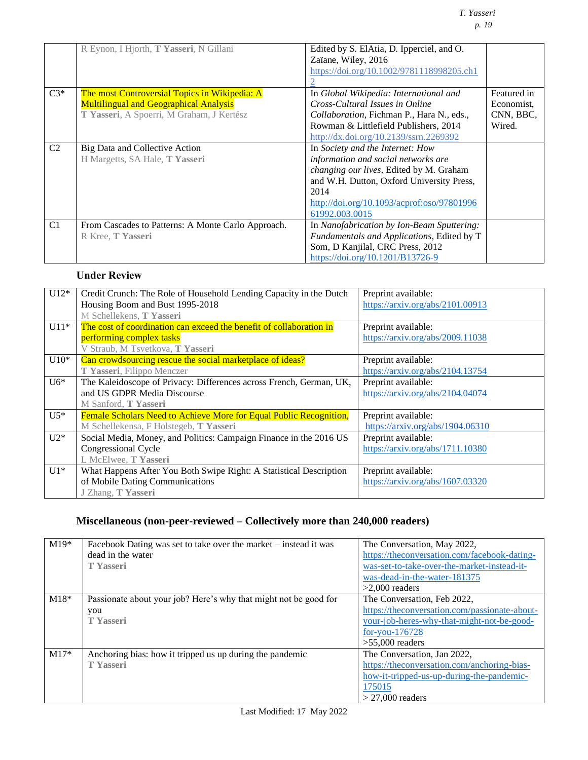| | | | |
|---|---|---|---|
| | R Eynon, I Hjorth, **T Yasseri**, N Gillani | Edited by S. ElAtia, D. Ipperciel, and O. Zaïane, Wiley, 2016 https://doi.org/10.1002/9781118998205.ch12 | |
| C3* | The most Controversial Topics in Wikipedia: A Multilingual and Geographical Analysis<br>**T Yasseri**, A Spoerri, M Graham, J Kertész | In *Global Wikipedia: International and Cross-Cultural Issues in Online Collaboration*, Fichman P., Hara N., eds., Rowman & Littlefield Publishers, 2014 http://dx.doi.org/10.2139/ssrn.2269392 | Featured in Economist, CNN, BBC, Wired. |
| C2 | Big Data and Collective Action<br>H Margetts, SA Hale, **T Yasseri** | In *Society and the Internet: How information and social networks are changing our lives*, Edited by M. Graham and W.H. Dutton, Oxford University Press, 2014 http://doi.org/10.1093/acprof:oso/9780199661992.003.0015 | |
| C1 | From Cascades to Patterns: A Monte Carlo Approach.<br>R Kree, **T Yasseri** | In *Nanofabrication by Ion-Beam Sputtering: Fundamentals and Applications*, Edited by T Som, D Kanjilal, CRC Press, 2012 https://doi.org/10.1201/B13726-9 | |

### Under Review

| | | |
|---|---|---|
| U12* | Credit Crunch: The Role of Household Lending Capacity in the Dutch Housing Boom and Bust 1995-2018<br>M Schellekens, **T Yasseri** | Preprint available: https://arxiv.org/abs/2101.00913 |
| U11* | The cost of coordination can exceed the benefit of collaboration in performing complex tasks<br>V Straub, M Tsvetkova, **T Yasseri** | Preprint available: https://arxiv.org/abs/2009.11038 |
| U10* | Can crowdsourcing rescue the social marketplace of ideas?<br>**T Yasseri**, Filippo Menczer | Preprint available: https://arxiv.org/abs/2104.13754 |
| U6* | The Kaleidoscope of Privacy: Differences across French, German, UK, and US GDPR Media Discourse<br>M Sanford, **T Yasseri** | Preprint available: https://arxiv.org/abs/2104.04074 |
| U5* | Female Scholars Need to Achieve More for Equal Public Recognition,<br>M Schellekensa, F Holstegeb, **T Yasseri** | Preprint available: https://arxiv.org/abs/1904.06310 |
| U2* | Social Media, Money, and Politics: Campaign Finance in the 2016 US Congressional Cycle<br>L McElwee, **T Yasseri** | Preprint available: https://arxiv.org/abs/1711.10380 |
| U1* | What Happens After You Both Swipe Right: A Statistical Description of Mobile Dating Communications<br>J Zhang, **T Yasseri** | Preprint available: https://arxiv.org/abs/1607.03320 |

### Miscellaneous (non-peer-reviewed – Collectively more than 240,000 readers)

| | | |
|---|---|---|
| M19* | Facebook Dating was set to take over the market – instead it was dead in the water<br>**T Yasseri** | The Conversation, May 2022, https://theconversation.com/facebook-dating-was-set-to-take-over-the-market-instead-it-was-dead-in-the-water-181375<br>>2,000 readers |
| M18* | Passionate about your job? Here's why that might not be good for you<br>**T Yasseri** | The Conversation, Feb 2022, https://theconversation.com/passionate-about-your-job-heres-why-that-might-not-be-good-for-you-176728<br>>55,000 readers |
| M17* | Anchoring bias: how it tripped us up during the pandemic<br>**T Yasseri** | The Conversation, Jan 2022, https://theconversation.com/anchoring-bias-how-it-tripped-us-up-during-the-pandemic-175015<br>> 27,000 readers |

Last Modified: 17 May 2022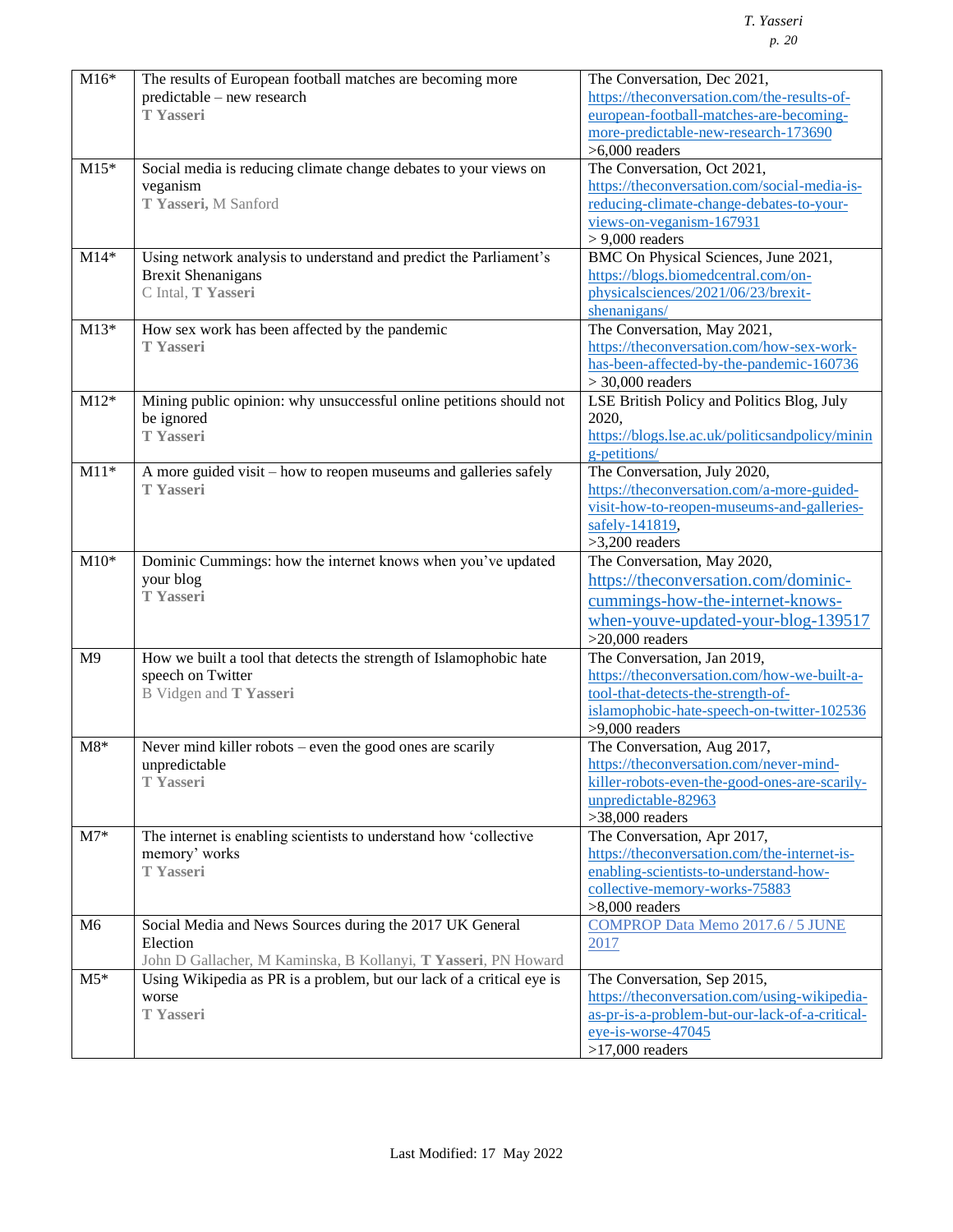| | | |
|---|---|---|
| M16* | The results of European football matches are becoming more predictable – new research<br>**T Yasseri** | The Conversation, Dec 2021, https://theconversation.com/the-results-of-european-football-matches-are-becoming-more-predictable-new-research-173690<br>>6,000 readers |
| M15* | Social media is reducing climate change debates to your views on veganism<br>**T Yasseri,** M Sanford | The Conversation, Oct 2021, https://theconversation.com/social-media-is-reducing-climate-change-debates-to-your-views-on-veganism-167931<br>> 9,000 readers |
| M14* | Using network analysis to understand and predict the Parliament's Brexit Shenanigans<br>C Intal, **T Yasseri** | BMC On Physical Sciences, June 2021, https://blogs.biomedcentral.com/on-physicalsciences/2021/06/23/brexit-shenanigans/ |
| M13* | How sex work has been affected by the pandemic<br>**T Yasseri** | The Conversation, May 2021, https://theconversation.com/how-sex-work-has-been-affected-by-the-pandemic-160736<br>> 30,000 readers |
| M12* | Mining public opinion: why unsuccessful online petitions should not be ignored<br>**T Yasseri** | LSE British Policy and Politics Blog, July 2020, https://blogs.lse.ac.uk/politicsandpolicy/mining-petitions/ |
| M11* | A more guided visit – how to reopen museums and galleries safely<br>**T Yasseri** | The Conversation, July 2020, https://theconversation.com/a-more-guided-visit-how-to-reopen-museums-and-galleries-safely-141819,<br>>3,200 readers |
| M10* | Dominic Cummings: how the internet knows when you've updated your blog<br>**T Yasseri** | The Conversation, May 2020, https://theconversation.com/dominic-cummings-how-the-internet-knows-when-youve-updated-your-blog-139517<br>>20,000 readers |
| M9 | How we built a tool that detects the strength of Islamophobic hate speech on Twitter<br>B Vidgen and **T Yasseri** | The Conversation, Jan 2019, https://theconversation.com/how-we-built-a-tool-that-detects-the-strength-of-islamophobic-hate-speech-on-twitter-102536<br>>9,000 readers |
| M8* | Never mind killer robots – even the good ones are scarily unpredictable<br>**T Yasseri** | The Conversation, Aug 2017, https://theconversation.com/never-mind-killer-robots-even-the-good-ones-are-scarily-unpredictable-82963<br>>38,000 readers |
| M7* | The internet is enabling scientists to understand how 'collective memory' works<br>**T Yasseri** | The Conversation, Apr 2017, https://theconversation.com/the-internet-is-enabling-scientists-to-understand-how-collective-memory-works-75883<br>>8,000 readers |
| M6 | Social Media and News Sources during the 2017 UK General Election<br>John D Gallacher, M Kaminska, B Kollanyi, **T Yasseri**, PN Howard | COMPROP Data Memo 2017.6 / 5 JUNE 2017 |
| M5* | Using Wikipedia as PR is a problem, but our lack of a critical eye is worse<br>**T Yasseri** | The Conversation, Sep 2015, https://theconversation.com/using-wikipedia-as-pr-is-a-problem-but-our-lack-of-a-critical-eye-is-worse-47045<br>>17,000 readers |

Last Modified: 17 May 2022